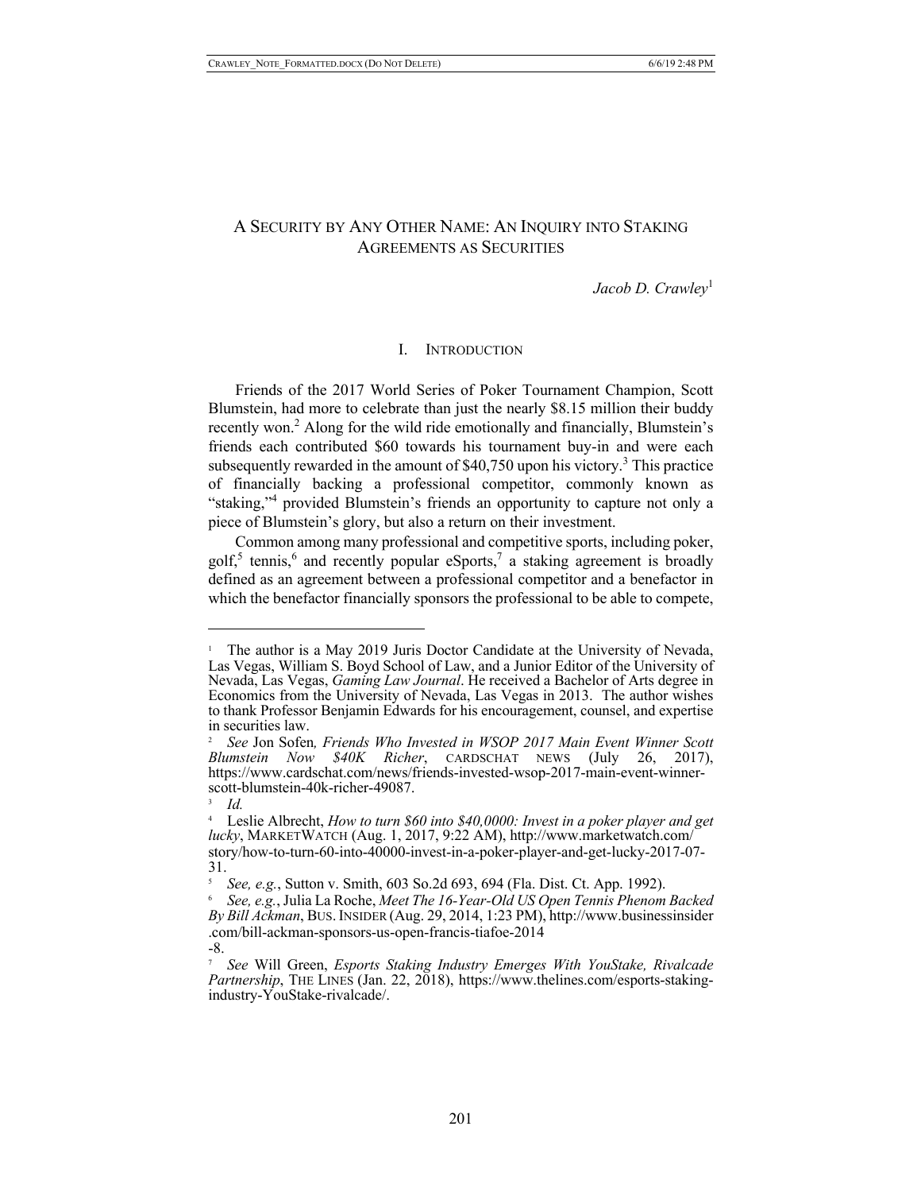# A Security by Any Other Name: An Inquiry into Staking Agreements as Securities

*Jacob D. Crawley*[1]

## I. Introduction

Friends of the 2017 World Series of Poker Tournament Champion, Scott Blumstein, had more to celebrate than just the nearly $8.15 million their buddy recently won.[2] Along for the wild ride emotionally and financially, Blumstein's friends each contributed $60 towards his tournament buy-in and were each subsequently rewarded in the amount of $40,750 upon his victory.[3] This practice of financially backing a professional competitor, commonly known as "staking,"[4] provided Blumstein's friends an opportunity to capture not only a piece of Blumstein's glory, but also a return on their investment.

Common among many professional and competitive sports, including poker, golf,[5] tennis,[6] and recently popular eSports,[7] a staking agreement is broadly defined as an agreement between a professional competitor and a benefactor in which the benefactor financially sponsors the professional to be able to compete,

---

[1] The author is a May 2019 Juris Doctor Candidate at the University of Nevada, Las Vegas, William S. Boyd School of Law, and a Junior Editor of the University of Nevada, Las Vegas, *Gaming Law Journal*. He received a Bachelor of Arts degree in Economics from the University of Nevada, Las Vegas in 2013. The author wishes to thank Professor Benjamin Edwards for his encouragement, counsel, and expertise in securities law.

[2] *See* Jon Sofen*, Friends Who Invested in WSOP 2017 Main Event Winner Scott Blumstein Now $40K Richer*, CARDSCHAT NEWS (July 26, 2017), https://www.cardschat.com/news/friends-invested-wsop-2017-main-event-winner-scott-blumstein-40k-richer-49087.

[3] *Id.*

[4] Leslie Albrecht, *How to turn $60 into $40,0000: Invest in a poker player and get lucky*, MARKETWATCH (Aug. 1, 2017, 9:22 AM), http://www.marketwatch.com/story/how-to-turn-60-into-40000-invest-in-a-poker-player-and-get-lucky-2017-07-31.

[5] *See, e.g.*, Sutton v. Smith, 603 So.2d 693, 694 (Fla. Dist. Ct. App. 1992).

[6] *See, e.g.*, Julia La Roche, *Meet The 16-Year-Old US Open Tennis Phenom Backed By Bill Ackman*, BUS. INSIDER (Aug. 29, 2014, 1:23 PM), http://www.businessinsider.com/bill-ackman-sponsors-us-open-francis-tiafoe-2014-8.

[7] *See* Will Green, *Esports Staking Industry Emerges With YouStake, Rivalcade Partnership*, THE LINES (Jan. 22, 2018), https://www.thelines.com/esports-staking-industry-YouStake-rivalcade/.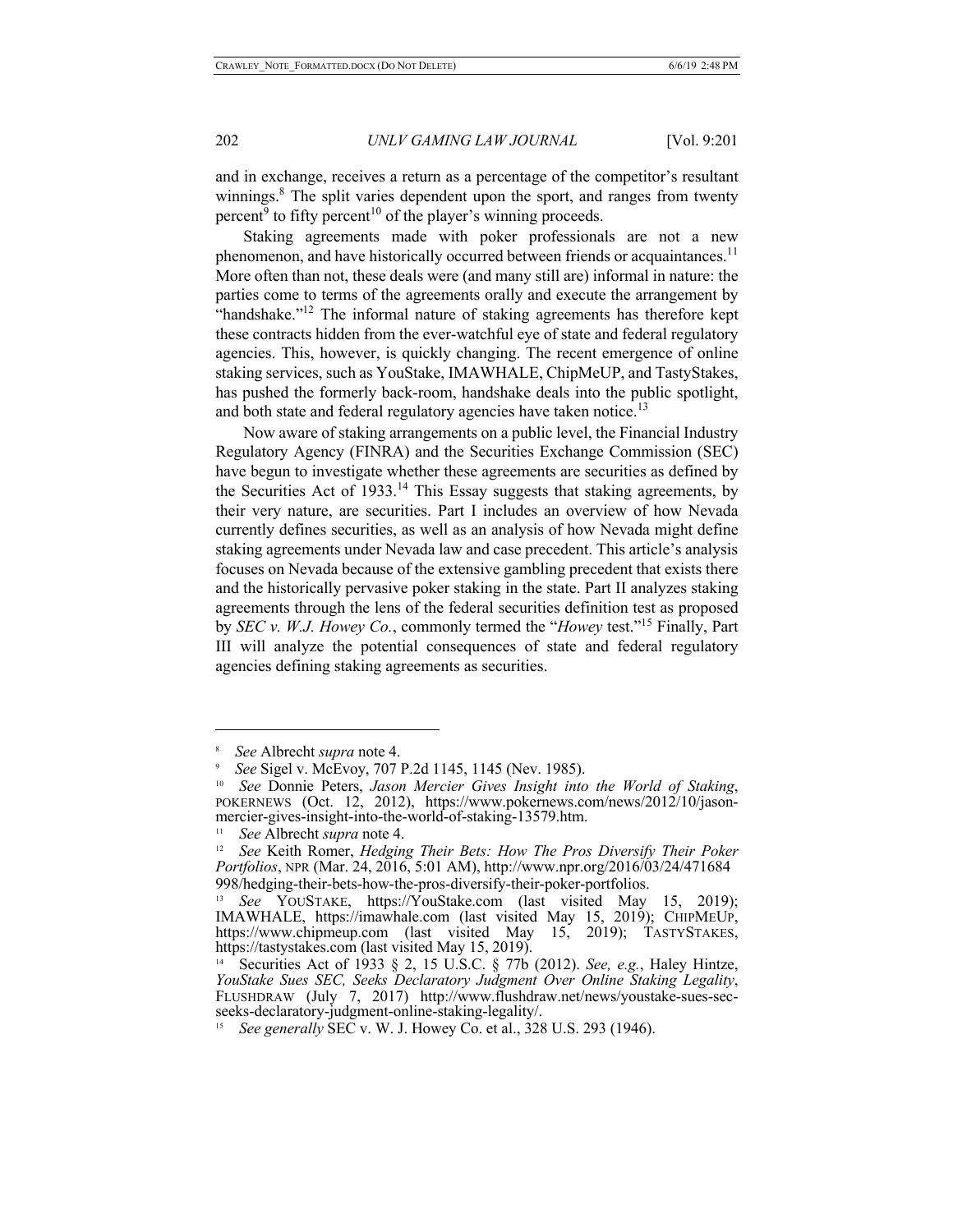and in exchange, receives a return as a percentage of the competitor's resultant winnings.[8] The split varies dependent upon the sport, and ranges from twenty percent[9] to fifty percent[10] of the player's winning proceeds.

Staking agreements made with poker professionals are not a new phenomenon, and have historically occurred between friends or acquaintances.[11] More often than not, these deals were (and many still are) informal in nature: the parties come to terms of the agreements orally and execute the arrangement by "handshake."[12] The informal nature of staking agreements has therefore kept these contracts hidden from the ever-watchful eye of state and federal regulatory agencies. This, however, is quickly changing. The recent emergence of online staking services, such as YouStake, IMAWHALE, ChipMeUP, and TastyStakes, has pushed the formerly back-room, handshake deals into the public spotlight, and both state and federal regulatory agencies have taken notice.[13]

Now aware of staking arrangements on a public level, the Financial Industry Regulatory Agency (FINRA) and the Securities Exchange Commission (SEC) have begun to investigate whether these agreements are securities as defined by the Securities Act of 1933.[14] This Essay suggests that staking agreements, by their very nature, are securities. Part I includes an overview of how Nevada currently defines securities, as well as an analysis of how Nevada might define staking agreements under Nevada law and case precedent. This article's analysis focuses on Nevada because of the extensive gambling precedent that exists there and the historically pervasive poker staking in the state. Part II analyzes staking agreements through the lens of the federal securities definition test as proposed by *SEC v. W.J. Howey Co.*, commonly termed the "*Howey* test."[15] Finally, Part III will analyze the potential consequences of state and federal regulatory agencies defining staking agreements as securities.

---

[8] *See* Albrecht *supra* note 4.

[9] *See* Sigel v. McEvoy, 707 P.2d 1145, 1145 (Nev. 1985).

[10] *See* Donnie Peters, *Jason Mercier Gives Insight into the World of Staking*, POKERNEWS (Oct. 12, 2012), https://www.pokernews.com/news/2012/10/jason-mercier-gives-insight-into-the-world-of-staking-13579.htm.

[11] *See* Albrecht *supra* note 4.

[12] *See* Keith Romer, *Hedging Their Bets: How The Pros Diversify Their Poker Portfolios*, NPR (Mar. 24, 2016, 5:01 AM), http://www.npr.org/2016/03/24/471684998/hedging-their-bets-how-the-pros-diversify-their-poker-portfolios.

[13] *See* YOUSTAKE, https://YouStake.com (last visited May 15, 2019); IMAWHALE, https://imawhale.com (last visited May 15, 2019); CHIPMEUP, https://www.chipmeup.com (last visited May 15, 2019); TASTYSTAKES, https://tastystakes.com (last visited May 15, 2019).

[14] Securities Act of 1933 § 2, 15 U.S.C. § 77b (2012). *See, e.g.*, Haley Hintze, *YouStake Sues SEC, Seeks Declaratory Judgment Over Online Staking Legality*, FLUSHDRAW (July 7, 2017) http://www.flushdraw.net/news/youstake-sues-sec-seeks-declaratory-judgment-online-staking-legality/.

[15] *See generally* SEC v. W. J. Howey Co. et al., 328 U.S. 293 (1946).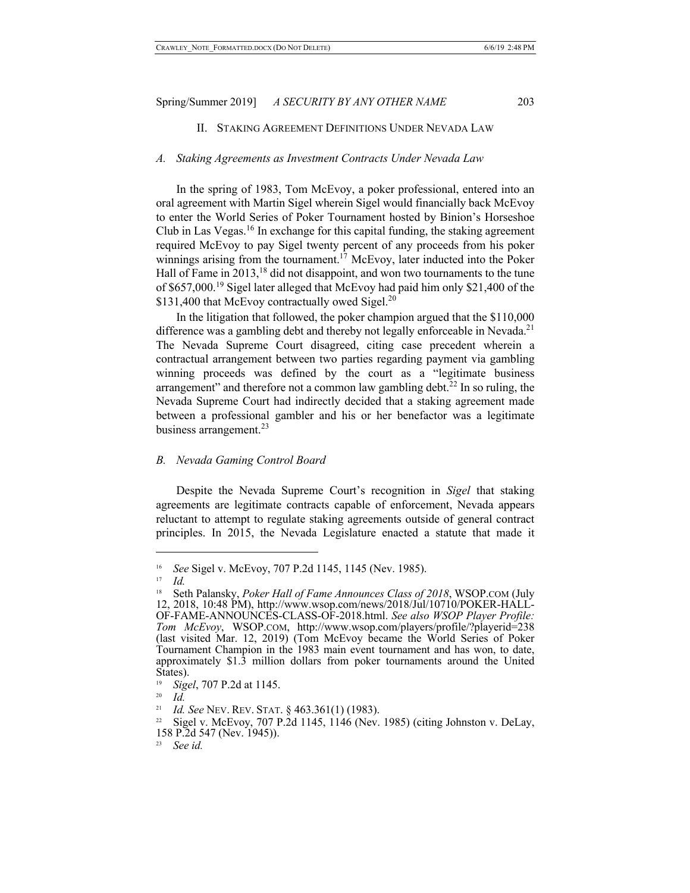## II. STAKING AGREEMENT DEFINITIONS UNDER NEVADA LAW

### A. *Staking Agreements as Investment Contracts Under Nevada Law*

In the spring of 1983, Tom McEvoy, a poker professional, entered into an oral agreement with Martin Sigel wherein Sigel would financially back McEvoy to enter the World Series of Poker Tournament hosted by Binion's Horseshoe Club in Las Vegas.[16] In exchange for this capital funding, the staking agreement required McEvoy to pay Sigel twenty percent of any proceeds from his poker winnings arising from the tournament.[17] McEvoy, later inducted into the Poker Hall of Fame in 2013,[18] did not disappoint, and won two tournaments to the tune of $657,000.[19] Sigel later alleged that McEvoy had paid him only $21,400 of the $131,400 that McEvoy contractually owed Sigel.[20]

In the litigation that followed, the poker champion argued that the $110,000 difference was a gambling debt and thereby not legally enforceable in Nevada.[21] The Nevada Supreme Court disagreed, citing case precedent wherein a contractual arrangement between two parties regarding payment via gambling winning proceeds was defined by the court as a "legitimate business arrangement" and therefore not a common law gambling debt.[22] In so ruling, the Nevada Supreme Court had indirectly decided that a staking agreement made between a professional gambler and his or her benefactor was a legitimate business arrangement.[23]

### B. *Nevada Gaming Control Board*

Despite the Nevada Supreme Court's recognition in *Sigel* that staking agreements are legitimate contracts capable of enforcement, Nevada appears reluctant to attempt to regulate staking agreements outside of general contract principles. In 2015, the Nevada Legislature enacted a statute that made it

---

[16] *See* Sigel v. McEvoy, 707 P.2d 1145, 1145 (Nev. 1985).

[17] *Id.*

[18] Seth Palansky, *Poker Hall of Fame Announces Class of 2018*, WSOP.COM (July 12, 2018, 10:48 PM), http://www.wsop.com/news/2018/Jul/10710/POKER-HALL-OF-FAME-ANNOUNCES-CLASS-OF-2018.html. *See also WSOP Player Profile: Tom McEvoy*, WSOP.COM, http://www.wsop.com/players/profile/?playerid=238 (last visited Mar. 12, 2019) (Tom McEvoy became the World Series of Poker Tournament Champion in the 1983 main event tournament and has won, to date, approximately $1.3 million dollars from poker tournaments around the United States).

[19] *Sigel*, 707 P.2d at 1145.

[20] *Id.*

[21] *Id. See* NEV. REV. STAT. § 463.361(1) (1983).

[22] Sigel v. McEvoy, 707 P.2d 1145, 1146 (Nev. 1985) (citing Johnston v. DeLay, 158 P.2d 547 (Nev. 1945)).

[23] *See id.*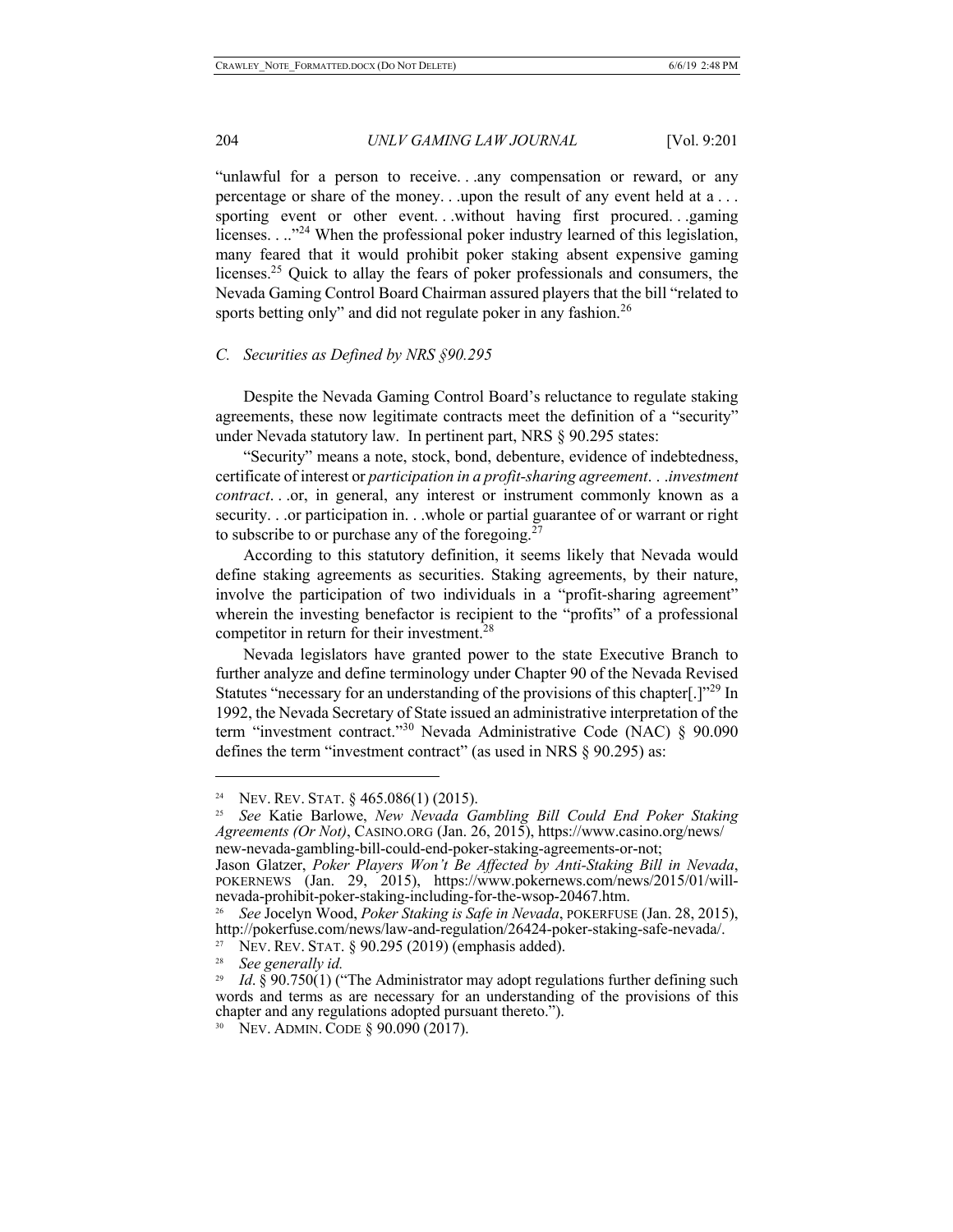"unlawful for a person to receive. . .any compensation or reward, or any percentage or share of the money. . .upon the result of any event held at a . . . sporting event or other event. . .without having first procured. . .gaming licenses. . .."[24] When the professional poker industry learned of this legislation, many feared that it would prohibit poker staking absent expensive gaming licenses.[25] Quick to allay the fears of poker professionals and consumers, the Nevada Gaming Control Board Chairman assured players that the bill "related to sports betting only" and did not regulate poker in any fashion.[26]

### *C. Securities as Defined by NRS §90.295*

Despite the Nevada Gaming Control Board's reluctance to regulate staking agreements, these now legitimate contracts meet the definition of a "security" under Nevada statutory law. In pertinent part, NRS § 90.295 states:

"Security" means a note, stock, bond, debenture, evidence of indebtedness, certificate of interest or *participation in a profit-sharing agreement*. . .*investment contract*. . .or, in general, any interest or instrument commonly known as a security. . .or participation in. . .whole or partial guarantee of or warrant or right to subscribe to or purchase any of the foregoing.[27]

According to this statutory definition, it seems likely that Nevada would define staking agreements as securities. Staking agreements, by their nature, involve the participation of two individuals in a "profit-sharing agreement" wherein the investing benefactor is recipient to the "profits" of a professional competitor in return for their investment.[28]

Nevada legislators have granted power to the state Executive Branch to further analyze and define terminology under Chapter 90 of the Nevada Revised Statutes "necessary for an understanding of the provisions of this chapter[.]"[29] In 1992, the Nevada Secretary of State issued an administrative interpretation of the term "investment contract."[30] Nevada Administrative Code (NAC) § 90.090 defines the term "investment contract" (as used in NRS § 90.295) as:

---

[24] NEV. REV. STAT. § 465.086(1) (2015).

[25] *See* Katie Barlowe, *New Nevada Gambling Bill Could End Poker Staking Agreements (Or Not)*, CASINO.ORG (Jan. 26, 2015), https://www.casino.org/news/new-nevada-gambling-bill-could-end-poker-staking-agreements-or-not; Jason Glatzer, *Poker Players Won't Be Affected by Anti-Staking Bill in Nevada*, POKERNEWS (Jan. 29, 2015), https://www.pokernews.com/news/2015/01/will-nevada-prohibit-poker-staking-including-for-the-wsop-20467.htm.

[26] *See* Jocelyn Wood, *Poker Staking is Safe in Nevada*, POKERFUSE (Jan. 28, 2015), http://pokerfuse.com/news/law-and-regulation/26424-poker-staking-safe-nevada/.

[27] NEV. REV. STAT. § 90.295 (2019) (emphasis added).

[28] *See generally id.*

[29] *Id*. § 90.750(1) ("The Administrator may adopt regulations further defining such words and terms as are necessary for an understanding of the provisions of this chapter and any regulations adopted pursuant thereto.").

[30] NEV. ADMIN. CODE § 90.090 (2017).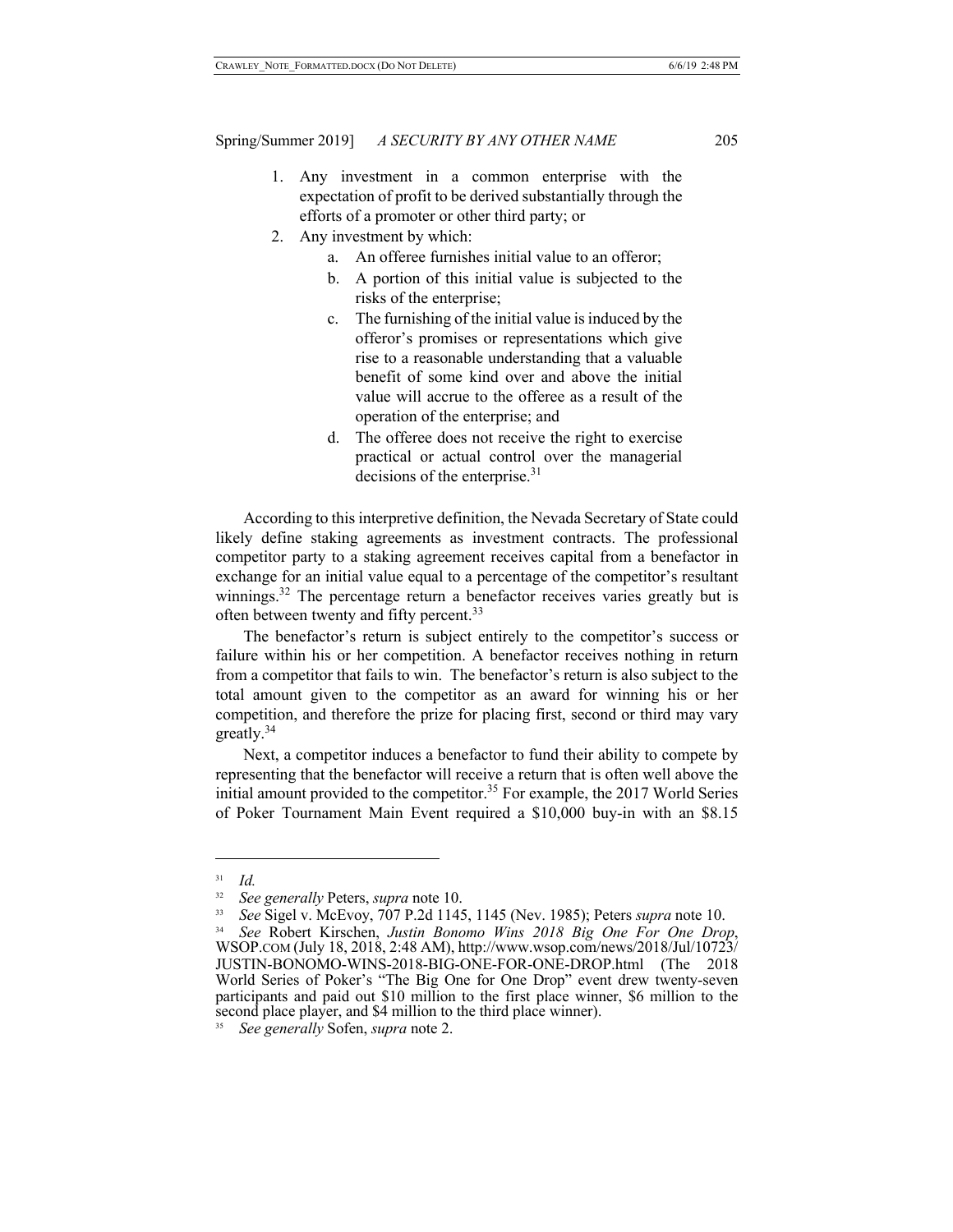1. Any investment in a common enterprise with the expectation of profit to be derived substantially through the efforts of a promoter or other third party; or
2. Any investment by which:
    a. An offeree furnishes initial value to an offeror;
    b. A portion of this initial value is subjected to the risks of the enterprise;
    c. The furnishing of the initial value is induced by the offeror's promises or representations which give rise to a reasonable understanding that a valuable benefit of some kind over and above the initial value will accrue to the offeree as a result of the operation of the enterprise; and
    d. The offeree does not receive the right to exercise practical or actual control over the managerial decisions of the enterprise.[31]

According to this interpretive definition, the Nevada Secretary of State could likely define staking agreements as investment contracts. The professional competitor party to a staking agreement receives capital from a benefactor in exchange for an initial value equal to a percentage of the competitor's resultant winnings.[32] The percentage return a benefactor receives varies greatly but is often between twenty and fifty percent.[33]

The benefactor's return is subject entirely to the competitor's success or failure within his or her competition. A benefactor receives nothing in return from a competitor that fails to win. The benefactor's return is also subject to the total amount given to the competitor as an award for winning his or her competition, and therefore the prize for placing first, second or third may vary greatly.[34]

Next, a competitor induces a benefactor to fund their ability to compete by representing that the benefactor will receive a return that is often well above the initial amount provided to the competitor.[35] For example, the 2017 World Series of Poker Tournament Main Event required a $10,000 buy-in with an $8.15

---

[31] *Id.*

[32] *See generally* Peters, *supra* note 10.

[33] *See* Sigel v. McEvoy, 707 P.2d 1145, 1145 (Nev. 1985); Peters *supra* note 10.

[34] *See* Robert Kirschen, *Justin Bonomo Wins 2018 Big One For One Drop*, WSOP.COM (July 18, 2018, 2:48 AM), http://www.wsop.com/news/2018/Jul/10723/JUSTIN-BONOMO-WINS-2018-BIG-ONE-FOR-ONE-DROP.html (The 2018 World Series of Poker's "The Big One for One Drop" event drew twenty-seven participants and paid out $10 million to the first place winner, $6 million to the second place player, and $4 million to the third place winner).

[35] *See generally* Sofen, *supra* note 2.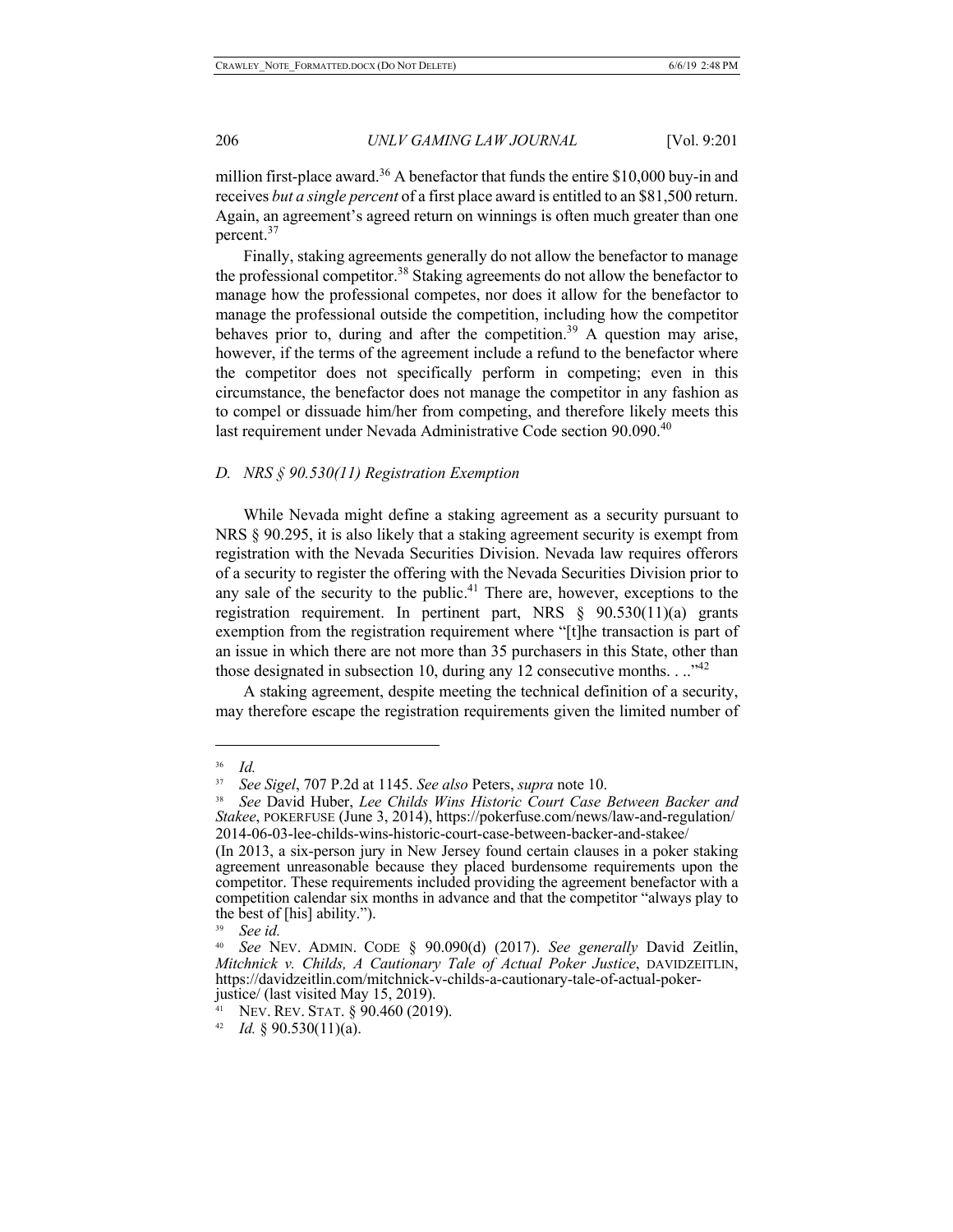million first-place award.[36] A benefactor that funds the entire $10,000 buy-in and receives *but a single percent* of a first place award is entitled to an $81,500 return. Again, an agreement's agreed return on winnings is often much greater than one percent.[37]

Finally, staking agreements generally do not allow the benefactor to manage the professional competitor.[38] Staking agreements do not allow the benefactor to manage how the professional competes, nor does it allow for the benefactor to manage the professional outside the competition, including how the competitor behaves prior to, during and after the competition.[39] A question may arise, however, if the terms of the agreement include a refund to the benefactor where the competitor does not specifically perform in competing; even in this circumstance, the benefactor does not manage the competitor in any fashion as to compel or dissuade him/her from competing, and therefore likely meets this last requirement under Nevada Administrative Code section 90.090.[40]

### *D. NRS § 90.530(11) Registration Exemption*

While Nevada might define a staking agreement as a security pursuant to NRS § 90.295, it is also likely that a staking agreement security is exempt from registration with the Nevada Securities Division. Nevada law requires offerors of a security to register the offering with the Nevada Securities Division prior to any sale of the security to the public.[41] There are, however, exceptions to the registration requirement. In pertinent part, NRS § 90.530(11)(a) grants exemption from the registration requirement where "[t]he transaction is part of an issue in which there are not more than 35 purchasers in this State, other than those designated in subsection 10, during any 12 consecutive months. . .."[42]

A staking agreement, despite meeting the technical definition of a security, may therefore escape the registration requirements given the limited number of

---

[36] *Id.*

[37] *See Sigel*, 707 P.2d at 1145. *See also* Peters, *supra* note 10.

[38] *See* David Huber, *Lee Childs Wins Historic Court Case Between Backer and Stakee*, POKERFUSE (June 3, 2014), https://pokerfuse.com/news/law-and-regulation/2014-06-03-lee-childs-wins-historic-court-case-between-backer-and-stakee/ (In 2013, a six-person jury in New Jersey found certain clauses in a poker staking agreement unreasonable because they placed burdensome requirements upon the competitor. These requirements included providing the agreement benefactor with a competition calendar six months in advance and that the competitor "always play to the best of [his] ability.").

[39] *See id.*

[40] *See* NEV. ADMIN. CODE § 90.090(d) (2017). *See generally* David Zeitlin, *Mitchnick v. Childs, A Cautionary Tale of Actual Poker Justice*, DAVIDZEITLIN, https://davidzeitlin.com/mitchnick-v-childs-a-cautionary-tale-of-actual-poker-justice/ (last visited May 15, 2019).

[41] NEV. REV. STAT. § 90.460 (2019).

[42] *Id.* § 90.530(11)(a).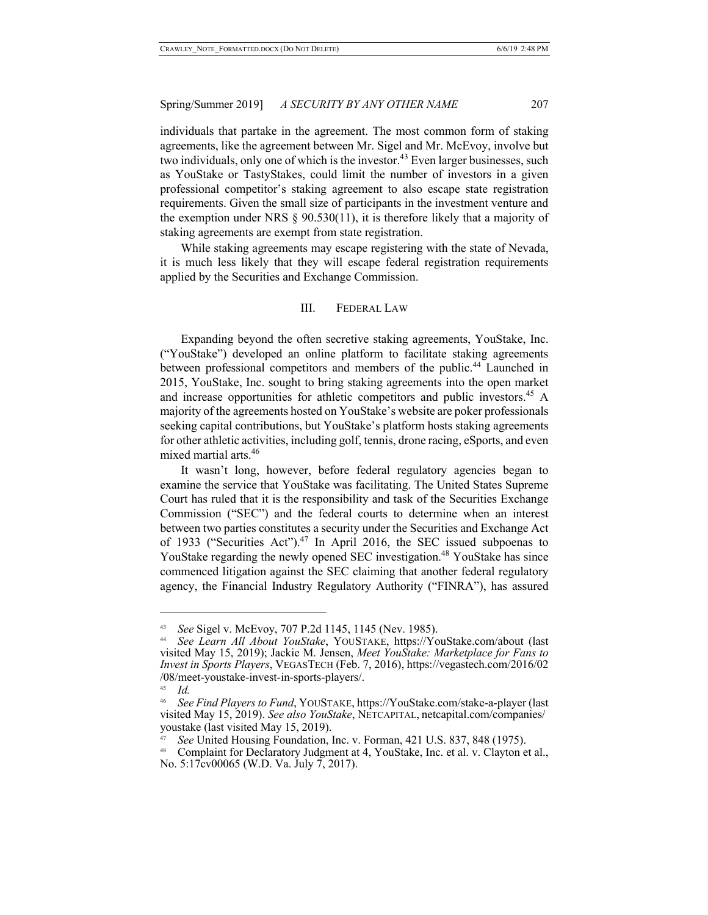individuals that partake in the agreement. The most common form of staking agreements, like the agreement between Mr. Sigel and Mr. McEvoy, involve but two individuals, only one of which is the investor.[43] Even larger businesses, such as YouStake or TastyStakes, could limit the number of investors in a given professional competitor's staking agreement to also escape state registration requirements. Given the small size of participants in the investment venture and the exemption under NRS § 90.530(11), it is therefore likely that a majority of staking agreements are exempt from state registration.

While staking agreements may escape registering with the state of Nevada, it is much less likely that they will escape federal registration requirements applied by the Securities and Exchange Commission.

## III. FEDERAL LAW

Expanding beyond the often secretive staking agreements, YouStake, Inc. ("YouStake") developed an online platform to facilitate staking agreements between professional competitors and members of the public.[44] Launched in 2015, YouStake, Inc. sought to bring staking agreements into the open market and increase opportunities for athletic competitors and public investors.[45] A majority of the agreements hosted on YouStake's website are poker professionals seeking capital contributions, but YouStake's platform hosts staking agreements for other athletic activities, including golf, tennis, drone racing, eSports, and even mixed martial arts.[46]

It wasn't long, however, before federal regulatory agencies began to examine the service that YouStake was facilitating. The United States Supreme Court has ruled that it is the responsibility and task of the Securities Exchange Commission ("SEC") and the federal courts to determine when an interest between two parties constitutes a security under the Securities and Exchange Act of 1933 ("Securities Act").[47] In April 2016, the SEC issued subpoenas to YouStake regarding the newly opened SEC investigation.[48] YouStake has since commenced litigation against the SEC claiming that another federal regulatory agency, the Financial Industry Regulatory Authority ("FINRA"), has assured

---

[43] *See* Sigel v. McEvoy, 707 P.2d 1145, 1145 (Nev. 1985).

[44] *See Learn All About YouStake*, YOUSTAKE, https://YouStake.com/about (last visited May 15, 2019); Jackie M. Jensen, *Meet YouStake: Marketplace for Fans to Invest in Sports Players*, VEGASTECH (Feb. 7, 2016), https://vegastech.com/2016/02/08/meet-youstake-invest-in-sports-players/.

[45] *Id.*

[46] *See Find Players to Fund*, YOUSTAKE, https://YouStake.com/stake-a-player (last visited May 15, 2019). *See also YouStake*, NETCAPITAL, netcapital.com/companies/youstake (last visited May 15, 2019).

[47] *See* United Housing Foundation, Inc. v. Forman, 421 U.S. 837, 848 (1975).

[48] Complaint for Declaratory Judgment at 4, YouStake, Inc. et al. v. Clayton et al., No. 5:17cv00065 (W.D. Va. July 7, 2017).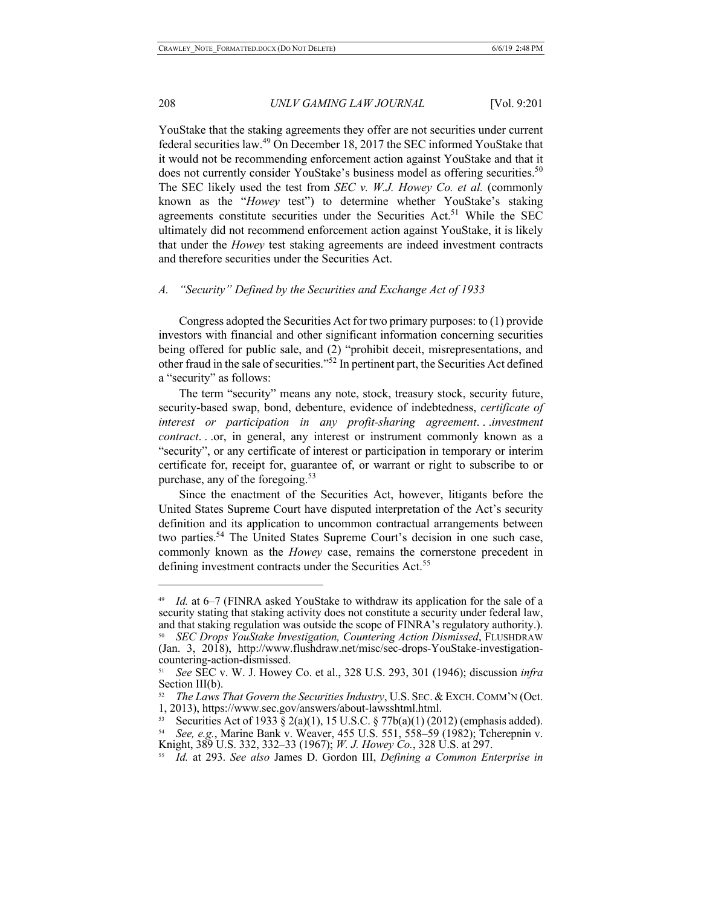YouStake that the staking agreements they offer are not securities under current federal securities law.[49] On December 18, 2017 the SEC informed YouStake that it would not be recommending enforcement action against YouStake and that it does not currently consider YouStake's business model as offering securities.[50] The SEC likely used the test from *SEC v. W.J. Howey Co. et al.* (commonly known as the "*Howey* test") to determine whether YouStake's staking agreements constitute securities under the Securities Act.[51] While the SEC ultimately did not recommend enforcement action against YouStake, it is likely that under the *Howey* test staking agreements are indeed investment contracts and therefore securities under the Securities Act.

### *A. "Security" Defined by the Securities and Exchange Act of 1933*

Congress adopted the Securities Act for two primary purposes: to (1) provide investors with financial and other significant information concerning securities being offered for public sale, and (2) "prohibit deceit, misrepresentations, and other fraud in the sale of securities."[52] In pertinent part, the Securities Act defined a "security" as follows:

> The term "security" means any note, stock, treasury stock, security future, security-based swap, bond, debenture, evidence of indebtedness, *certificate of interest or participation in any profit-sharing agreement*. . .*investment contract*. . .or, in general, any interest or instrument commonly known as a "security", or any certificate of interest or participation in temporary or interim certificate for, receipt for, guarantee of, or warrant or right to subscribe to or purchase, any of the foregoing.[53]

Since the enactment of the Securities Act, however, litigants before the United States Supreme Court have disputed interpretation of the Act's security definition and its application to uncommon contractual arrangements between two parties.[54] The United States Supreme Court's decision in one such case, commonly known as the *Howey* case, remains the cornerstone precedent in defining investment contracts under the Securities Act.[55]

---

[49] *Id.* at 6–7 (FINRA asked YouStake to withdraw its application for the sale of a security stating that staking activity does not constitute a security under federal law, and that staking regulation was outside the scope of FINRA's regulatory authority.).

[50] *SEC Drops YouStake Investigation, Countering Action Dismissed*, FLUSHDRAW (Jan. 3, 2018), http://www.flushdraw.net/misc/sec-drops-YouStake-investigation-countering-action-dismissed.

[51] *See* SEC v. W. J. Howey Co. et al., 328 U.S. 293, 301 (1946); discussion *infra* Section III(b).

[52] *The Laws That Govern the Securities Industry*, U.S. SEC. & EXCH. COMM'N (Oct. 1, 2013), https://www.sec.gov/answers/about-lawsshtml.html.

[53] Securities Act of 1933 § 2(a)(1), 15 U.S.C. § 77b(a)(1) (2012) (emphasis added).

[54] *See, e.g.*, Marine Bank v. Weaver, 455 U.S. 551, 558–59 (1982); Tcherepnin v. Knight, 389 U.S. 332, 332–33 (1967); *W. J. Howey Co.*, 328 U.S. at 297.

[55] *Id.* at 293. *See also* James D. Gordon III, *Defining a Common Enterprise in*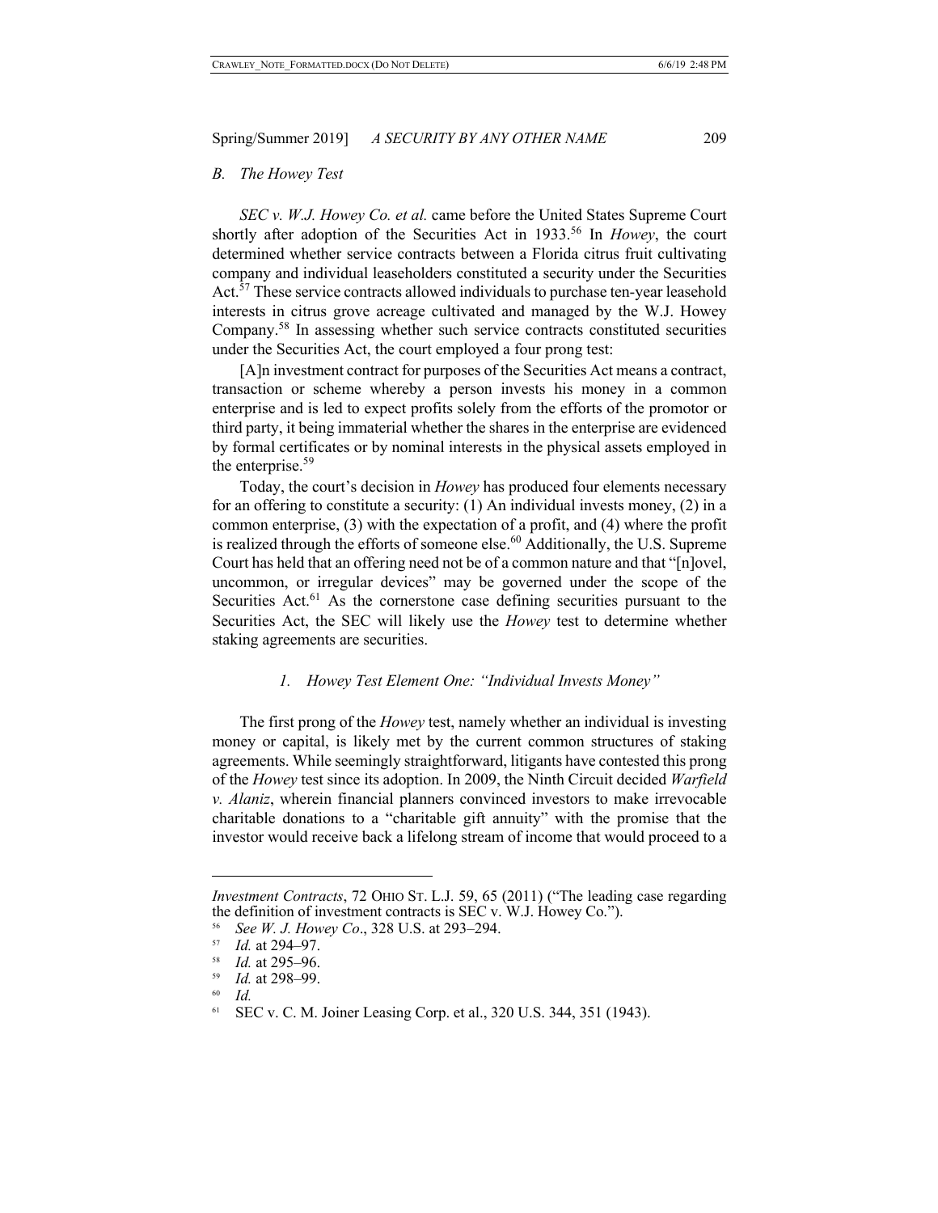### B. *The Howey Test*

*SEC v. W.J. Howey Co. et al.* came before the United States Supreme Court shortly after adoption of the Securities Act in 1933.[56] In *Howey*, the court determined whether service contracts between a Florida citrus fruit cultivating company and individual leaseholders constituted a security under the Securities Act.[57] These service contracts allowed individuals to purchase ten-year leasehold interests in citrus grove acreage cultivated and managed by the W.J. Howey Company.[58] In assessing whether such service contracts constituted securities under the Securities Act, the court employed a four prong test:

> [A]n investment contract for purposes of the Securities Act means a contract, transaction or scheme whereby a person invests his money in a common enterprise and is led to expect profits solely from the efforts of the promotor or third party, it being immaterial whether the shares in the enterprise are evidenced by formal certificates or by nominal interests in the physical assets employed in the enterprise.[59]

Today, the court's decision in *Howey* has produced four elements necessary for an offering to constitute a security: (1) An individual invests money, (2) in a common enterprise, (3) with the expectation of a profit, and (4) where the profit is realized through the efforts of someone else.[60] Additionally, the U.S. Supreme Court has held that an offering need not be of a common nature and that "[n]ovel, uncommon, or irregular devices" may be governed under the scope of the Securities Act.[61] As the cornerstone case defining securities pursuant to the Securities Act, the SEC will likely use the *Howey* test to determine whether staking agreements are securities.

#### 1. *Howey Test Element One: "Individual Invests Money"*

The first prong of the *Howey* test, namely whether an individual is investing money or capital, is likely met by the current common structures of staking agreements. While seemingly straightforward, litigants have contested this prong of the *Howey* test since its adoption. In 2009, the Ninth Circuit decided *Warfield v. Alaniz*, wherein financial planners convinced investors to make irrevocable charitable donations to a "charitable gift annuity" with the promise that the investor would receive back a lifelong stream of income that would proceed to a

---

*Investment Contracts*, 72 OHIO ST. L.J. 59, 65 (2011) ("The leading case regarding the definition of investment contracts is SEC v. W.J. Howey Co.").

[56] *See W. J. Howey Co*., 328 U.S. at 293–294.

[57] *Id.* at 294–97.

[58] *Id.* at 295–96.

[59] *Id.* at 298–99.

[60] *Id.*

[61] SEC v. C. M. Joiner Leasing Corp. et al., 320 U.S. 344, 351 (1943).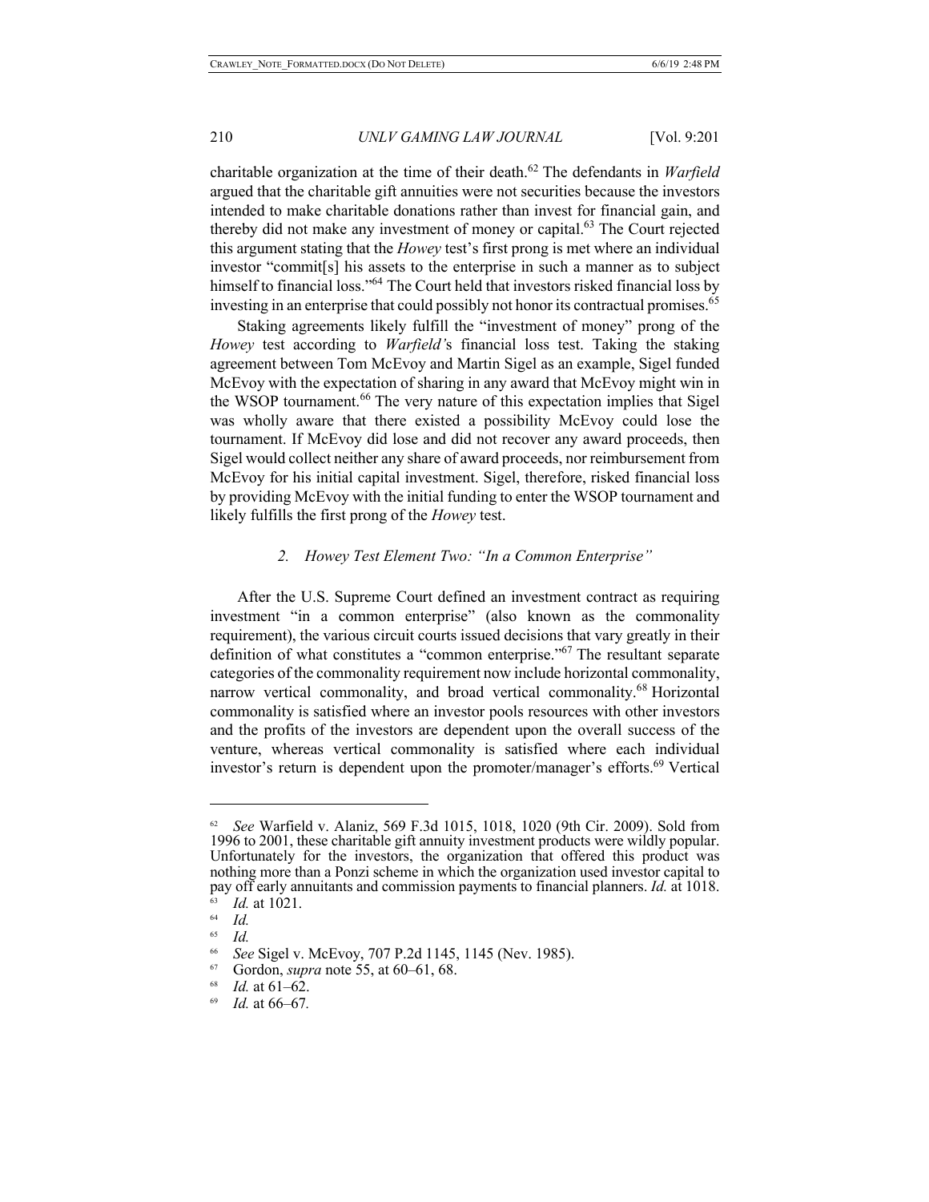charitable organization at the time of their death.[62] The defendants in *Warfield* argued that the charitable gift annuities were not securities because the investors intended to make charitable donations rather than invest for financial gain, and thereby did not make any investment of money or capital.[63] The Court rejected this argument stating that the *Howey* test's first prong is met where an individual investor "commit[s] his assets to the enterprise in such a manner as to subject himself to financial loss."[64] The Court held that investors risked financial loss by investing in an enterprise that could possibly not honor its contractual promises.[65]

Staking agreements likely fulfill the "investment of money" prong of the *Howey* test according to *Warfield'*s financial loss test. Taking the staking agreement between Tom McEvoy and Martin Sigel as an example, Sigel funded McEvoy with the expectation of sharing in any award that McEvoy might win in the WSOP tournament.[66] The very nature of this expectation implies that Sigel was wholly aware that there existed a possibility McEvoy could lose the tournament. If McEvoy did lose and did not recover any award proceeds, then Sigel would collect neither any share of award proceeds, nor reimbursement from McEvoy for his initial capital investment. Sigel, therefore, risked financial loss by providing McEvoy with the initial funding to enter the WSOP tournament and likely fulfills the first prong of the *Howey* test.

### *2. Howey Test Element Two: "In a Common Enterprise"*

After the U.S. Supreme Court defined an investment contract as requiring investment "in a common enterprise" (also known as the commonality requirement), the various circuit courts issued decisions that vary greatly in their definition of what constitutes a "common enterprise."[67] The resultant separate categories of the commonality requirement now include horizontal commonality, narrow vertical commonality, and broad vertical commonality.[68] Horizontal commonality is satisfied where an investor pools resources with other investors and the profits of the investors are dependent upon the overall success of the venture, whereas vertical commonality is satisfied where each individual investor's return is dependent upon the promoter/manager's efforts.[69] Vertical

---

[62] *See* Warfield v. Alaniz, 569 F.3d 1015, 1018, 1020 (9th Cir. 2009). Sold from 1996 to 2001, these charitable gift annuity investment products were wildly popular. Unfortunately for the investors, the organization that offered this product was nothing more than a Ponzi scheme in which the organization used investor capital to pay off early annuitants and commission payments to financial planners. *Id.* at 1018.

[63] *Id.* at 1021.

[64] *Id.*

[65] *Id.*

[66] *See* Sigel v. McEvoy, 707 P.2d 1145, 1145 (Nev. 1985).

[67] Gordon, *supra* note 55, at 60–61, 68.

[68] *Id.* at 61–62.

[69] *Id.* at 66–67.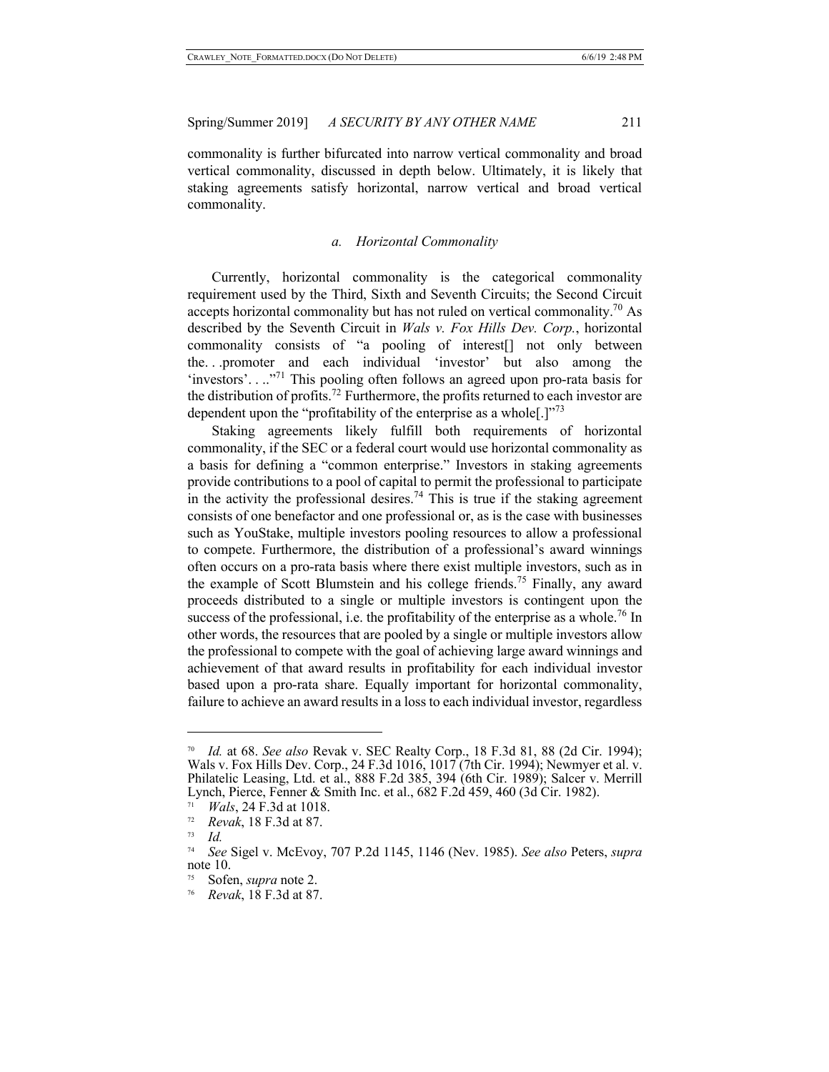commonality is further bifurcated into narrow vertical commonality and broad vertical commonality, discussed in depth below. Ultimately, it is likely that staking agreements satisfy horizontal, narrow vertical and broad vertical commonality.

#### *a. Horizontal Commonality*

Currently, horizontal commonality is the categorical commonality requirement used by the Third, Sixth and Seventh Circuits; the Second Circuit accepts horizontal commonality but has not ruled on vertical commonality.[70] As described by the Seventh Circuit in *Wals v. Fox Hills Dev. Corp.*, horizontal commonality consists of "a pooling of interest[] not only between the. . .promoter and each individual 'investor' but also among the 'investors'. . .."[71] This pooling often follows an agreed upon pro-rata basis for the distribution of profits.[72] Furthermore, the profits returned to each investor are dependent upon the "profitability of the enterprise as a whole[.]"[73]

Staking agreements likely fulfill both requirements of horizontal commonality, if the SEC or a federal court would use horizontal commonality as a basis for defining a "common enterprise." Investors in staking agreements provide contributions to a pool of capital to permit the professional to participate in the activity the professional desires.[74] This is true if the staking agreement consists of one benefactor and one professional or, as is the case with businesses such as YouStake, multiple investors pooling resources to allow a professional to compete. Furthermore, the distribution of a professional's award winnings often occurs on a pro-rata basis where there exist multiple investors, such as in the example of Scott Blumstein and his college friends.[75] Finally, any award proceeds distributed to a single or multiple investors is contingent upon the success of the professional, i.e. the profitability of the enterprise as a whole.[76] In other words, the resources that are pooled by a single or multiple investors allow the professional to compete with the goal of achieving large award winnings and achievement of that award results in profitability for each individual investor based upon a pro-rata share. Equally important for horizontal commonality, failure to achieve an award results in a loss to each individual investor, regardless

---

[70] *Id.* at 68. *See also* Revak v. SEC Realty Corp., 18 F.3d 81, 88 (2d Cir. 1994); Wals v. Fox Hills Dev. Corp., 24 F.3d 1016, 1017 (7th Cir. 1994); Newmyer et al. v. Philatelic Leasing, Ltd. et al., 888 F.2d 385, 394 (6th Cir. 1989); Salcer v. Merrill Lynch, Pierce, Fenner & Smith Inc. et al., 682 F.2d 459, 460 (3d Cir. 1982).

[71] *Wals*, 24 F.3d at 1018.

[72] *Revak*, 18 F.3d at 87.

[73] *Id.*

[74] *See* Sigel v. McEvoy, 707 P.2d 1145, 1146 (Nev. 1985). *See also* Peters, *supra* note 10.

[75] Sofen, *supra* note 2.

[76] *Revak*, 18 F.3d at 87.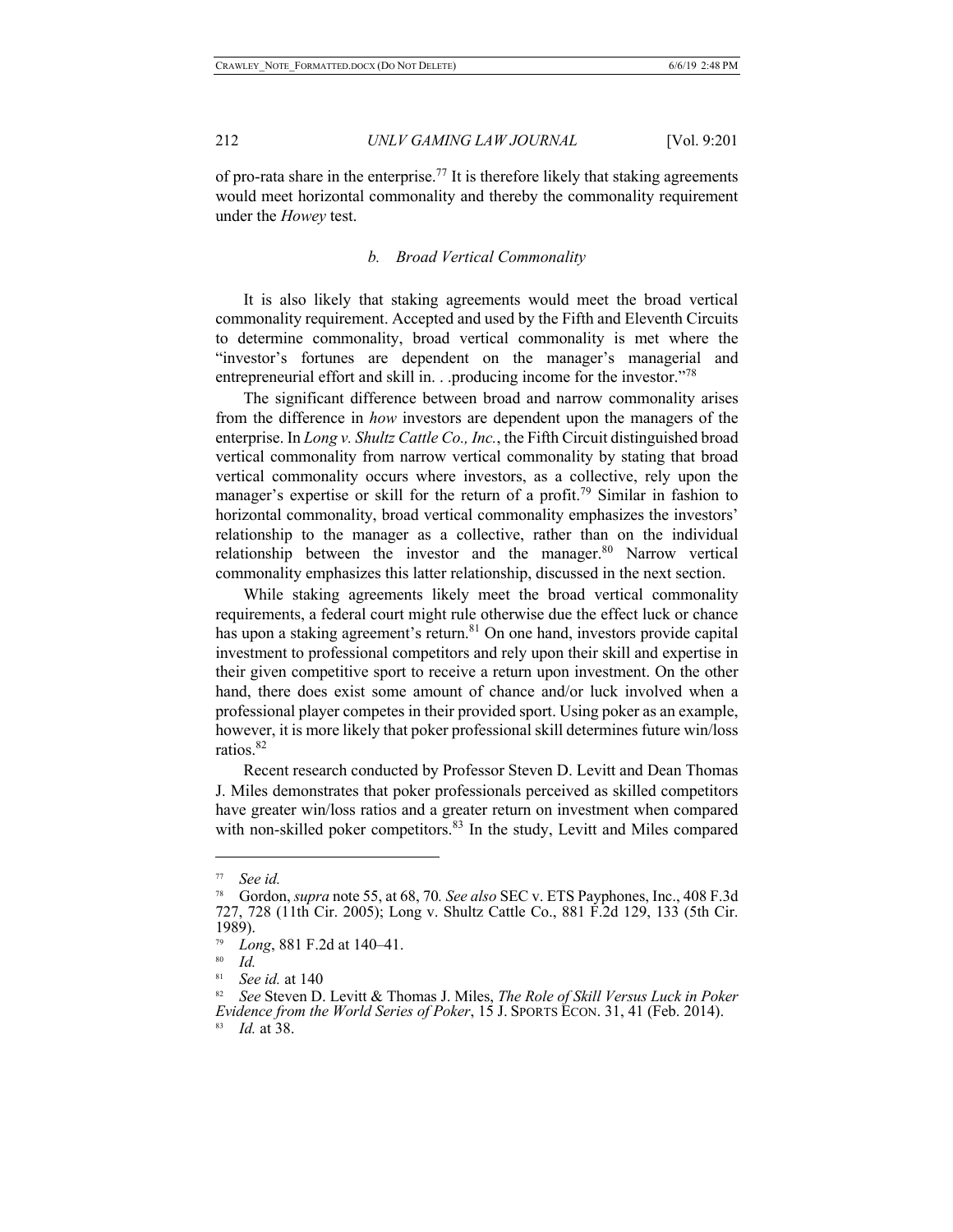of pro-rata share in the enterprise.[77] It is therefore likely that staking agreements would meet horizontal commonality and thereby the commonality requirement under the *Howey* test.

### *b. Broad Vertical Commonality*

It is also likely that staking agreements would meet the broad vertical commonality requirement. Accepted and used by the Fifth and Eleventh Circuits to determine commonality, broad vertical commonality is met where the "investor's fortunes are dependent on the manager's managerial and entrepreneurial effort and skill in. . .producing income for the investor."[78]

The significant difference between broad and narrow commonality arises from the difference in *how* investors are dependent upon the managers of the enterprise. In *Long v. Shultz Cattle Co., Inc.*, the Fifth Circuit distinguished broad vertical commonality from narrow vertical commonality by stating that broad vertical commonality occurs where investors, as a collective, rely upon the manager's expertise or skill for the return of a profit.[79] Similar in fashion to horizontal commonality, broad vertical commonality emphasizes the investors' relationship to the manager as a collective, rather than on the individual relationship between the investor and the manager.[80] Narrow vertical commonality emphasizes this latter relationship, discussed in the next section.

While staking agreements likely meet the broad vertical commonality requirements, a federal court might rule otherwise due the effect luck or chance has upon a staking agreement's return.[81] On one hand, investors provide capital investment to professional competitors and rely upon their skill and expertise in their given competitive sport to receive a return upon investment. On the other hand, there does exist some amount of chance and/or luck involved when a professional player competes in their provided sport. Using poker as an example, however, it is more likely that poker professional skill determines future win/loss ratios.[82]

Recent research conducted by Professor Steven D. Levitt and Dean Thomas J. Miles demonstrates that poker professionals perceived as skilled competitors have greater win/loss ratios and a greater return on investment when compared with non-skilled poker competitors.[83] In the study, Levitt and Miles compared

---

[77] *See id.*

[78] Gordon, *supra* note 55, at 68, 70*. See also* SEC v. ETS Payphones, Inc., 408 F.3d 727, 728 (11th Cir. 2005); Long v. Shultz Cattle Co., 881 F.2d 129, 133 (5th Cir. 1989).

[79] *Long*, 881 F.2d at 140–41.

[80] *Id.*

[81] *See id.* at 140

[82] *See* Steven D. Levitt & Thomas J. Miles, *The Role of Skill Versus Luck in Poker Evidence from the World Series of Poker*, 15 J. SPORTS ECON. 31, 41 (Feb. 2014).

[83] *Id.* at 38.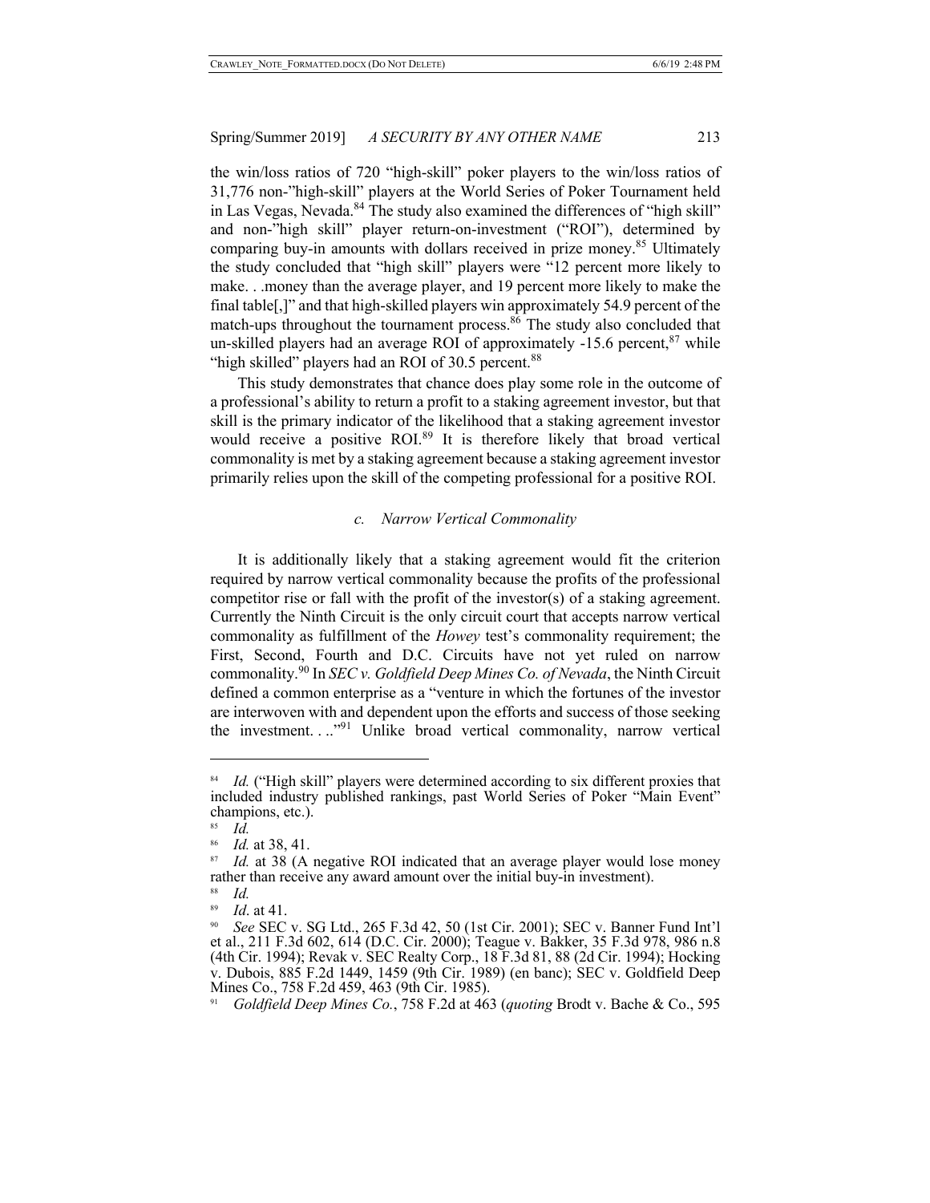the win/loss ratios of 720 "high-skill" poker players to the win/loss ratios of 31,776 non-"high-skill" players at the World Series of Poker Tournament held in Las Vegas, Nevada.[84] The study also examined the differences of "high skill" and non-"high skill" player return-on-investment ("ROI"), determined by comparing buy-in amounts with dollars received in prize money.[85] Ultimately the study concluded that "high skill" players were "12 percent more likely to make. . .money than the average player, and 19 percent more likely to make the final table[,]" and that high-skilled players win approximately 54.9 percent of the match-ups throughout the tournament process.[86] The study also concluded that un-skilled players had an average ROI of approximately -15.6 percent,[87] while "high skilled" players had an ROI of 30.5 percent.[88]

This study demonstrates that chance does play some role in the outcome of a professional's ability to return a profit to a staking agreement investor, but that skill is the primary indicator of the likelihood that a staking agreement investor would receive a positive ROI.[89] It is therefore likely that broad vertical commonality is met by a staking agreement because a staking agreement investor primarily relies upon the skill of the competing professional for a positive ROI.

### *c. Narrow Vertical Commonality*

It is additionally likely that a staking agreement would fit the criterion required by narrow vertical commonality because the profits of the professional competitor rise or fall with the profit of the investor(s) of a staking agreement. Currently the Ninth Circuit is the only circuit court that accepts narrow vertical commonality as fulfillment of the *Howey* test's commonality requirement; the First, Second, Fourth and D.C. Circuits have not yet ruled on narrow commonality.[90] In *SEC v. Goldfield Deep Mines Co. of Nevada*, the Ninth Circuit defined a common enterprise as a "venture in which the fortunes of the investor are interwoven with and dependent upon the efforts and success of those seeking the investment. . .."[91] Unlike broad vertical commonality, narrow vertical

---

[84] *Id.* ("High skill" players were determined according to six different proxies that included industry published rankings, past World Series of Poker "Main Event" champions, etc.).

[85] *Id.*

[86] *Id.* at 38, 41.

[87] *Id.* at 38 (A negative ROI indicated that an average player would lose money rather than receive any award amount over the initial buy-in investment).

[88] *Id.*

[89] *Id*. at 41.

[90] *See* SEC v. SG Ltd., 265 F.3d 42, 50 (1st Cir. 2001); SEC v. Banner Fund Int'l et al., 211 F.3d 602, 614 (D.C. Cir. 2000); Teague v. Bakker, 35 F.3d 978, 986 n.8 (4th Cir. 1994); Revak v. SEC Realty Corp., 18 F.3d 81, 88 (2d Cir. 1994); Hocking v. Dubois, 885 F.2d 1449, 1459 (9th Cir. 1989) (en banc); SEC v. Goldfield Deep Mines Co., 758 F.2d 459, 463 (9th Cir. 1985).

[91] *Goldfield Deep Mines Co.*, 758 F.2d at 463 (*quoting* Brodt v. Bache & Co., 595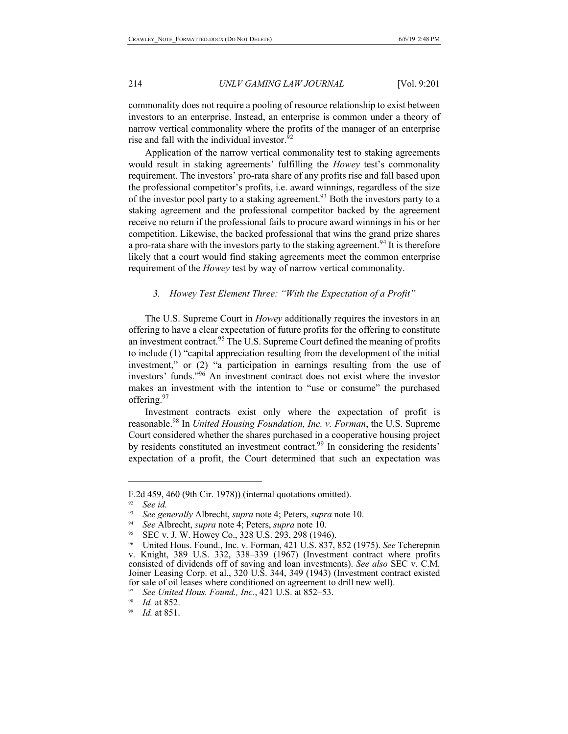commonality does not require a pooling of resource relationship to exist between investors to an enterprise. Instead, an enterprise is common under a theory of narrow vertical commonality where the profits of the manager of an enterprise rise and fall with the individual investor.[92]

Application of the narrow vertical commonality test to staking agreements would result in staking agreements' fulfilling the *Howey* test's commonality requirement. The investors' pro-rata share of any profits rise and fall based upon the professional competitor's profits, i.e. award winnings, regardless of the size of the investor pool party to a staking agreement.[93] Both the investors party to a staking agreement and the professional competitor backed by the agreement receive no return if the professional fails to procure award winnings in his or her competition. Likewise, the backed professional that wins the grand prize shares a pro-rata share with the investors party to the staking agreement.[94] It is therefore likely that a court would find staking agreements meet the common enterprise requirement of the *Howey* test by way of narrow vertical commonality.

### *3. Howey Test Element Three: "With the Expectation of a Profit"*

The U.S. Supreme Court in *Howey* additionally requires the investors in an offering to have a clear expectation of future profits for the offering to constitute an investment contract.[95] The U.S. Supreme Court defined the meaning of profits to include (1) "capital appreciation resulting from the development of the initial investment," or (2) "a participation in earnings resulting from the use of investors' funds."[96] An investment contract does not exist where the investor makes an investment with the intention to "use or consume" the purchased offering.[97]

Investment contracts exist only where the expectation of profit is reasonable.[98] In *United Housing Foundation, Inc. v. Forman*, the U.S. Supreme Court considered whether the shares purchased in a cooperative housing project by residents constituted an investment contract.[99] In considering the residents' expectation of a profit, the Court determined that such an expectation was

---

F.2d 459, 460 (9th Cir. 1978)) (internal quotations omitted).

[92] *See id.*

[93] *See generally* Albrecht, *supra* note 4; Peters, *supra* note 10.

[94] *See* Albrecht, *supra* note 4; Peters, *supra* note 10.

[95] SEC v. J. W. Howey Co., 328 U.S. 293, 298 (1946).

[96] United Hous. Found., Inc. v. Forman, 421 U.S. 837, 852 (1975). *See* Tcherepnin v. Knight, 389 U.S. 332, 338–339 (1967) (Investment contract where profits consisted of dividends off of saving and loan investments). *See also* SEC v. C.M. Joiner Leasing Corp. et al., 320 U.S. 344, 349 (1943) (Investment contract existed for sale of oil leases where conditioned on agreement to drill new well).

[97] *See United Hous. Found., Inc.*, 421 U.S. at 852–53.

[98] *Id.* at 852.

[99] *Id.* at 851.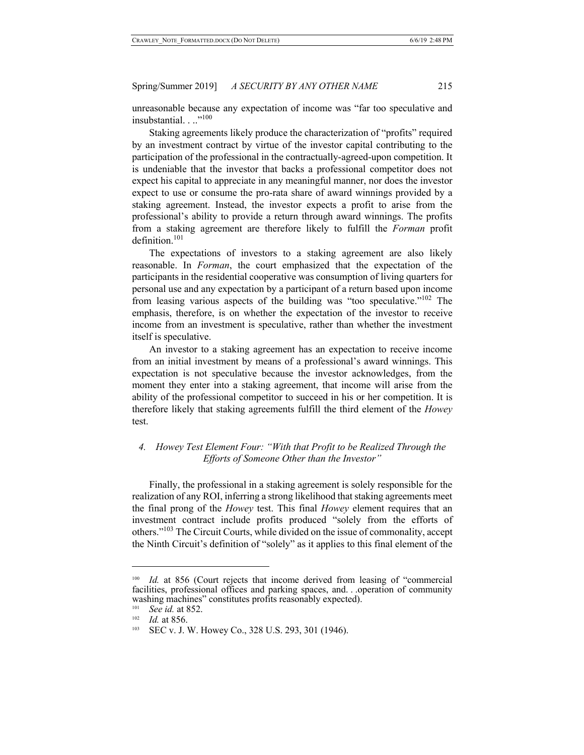unreasonable because any expectation of income was "far too speculative and insubstantial. . .."[100]

Staking agreements likely produce the characterization of "profits" required by an investment contract by virtue of the investor capital contributing to the participation of the professional in the contractually-agreed-upon competition. It is undeniable that the investor that backs a professional competitor does not expect his capital to appreciate in any meaningful manner, nor does the investor expect to use or consume the pro-rata share of award winnings provided by a staking agreement. Instead, the investor expects a profit to arise from the professional's ability to provide a return through award winnings. The profits from a staking agreement are therefore likely to fulfill the *Forman* profit definition.[101]

The expectations of investors to a staking agreement are also likely reasonable. In *Forman*, the court emphasized that the expectation of the participants in the residential cooperative was consumption of living quarters for personal use and any expectation by a participant of a return based upon income from leasing various aspects of the building was "too speculative."[102] The emphasis, therefore, is on whether the expectation of the investor to receive income from an investment is speculative, rather than whether the investment itself is speculative.

An investor to a staking agreement has an expectation to receive income from an initial investment by means of a professional's award winnings. This expectation is not speculative because the investor acknowledges, from the moment they enter into a staking agreement, that income will arise from the ability of the professional competitor to succeed in his or her competition. It is therefore likely that staking agreements fulfill the third element of the *Howey* test.

### *4. Howey Test Element Four: "With that Profit to be Realized Through the Efforts of Someone Other than the Investor"*

Finally, the professional in a staking agreement is solely responsible for the realization of any ROI, inferring a strong likelihood that staking agreements meet the final prong of the *Howey* test. This final *Howey* element requires that an investment contract include profits produced "solely from the efforts of others."[103] The Circuit Courts, while divided on the issue of commonality, accept the Ninth Circuit's definition of "solely" as it applies to this final element of the

---

[100] *Id.* at 856 (Court rejects that income derived from leasing of "commercial facilities, professional offices and parking spaces, and. . .operation of community washing machines" constitutes profits reasonably expected).

[101] *See id.* at 852.

[102] *Id.* at 856.

[103] SEC v. J. W. Howey Co., 328 U.S. 293, 301 (1946).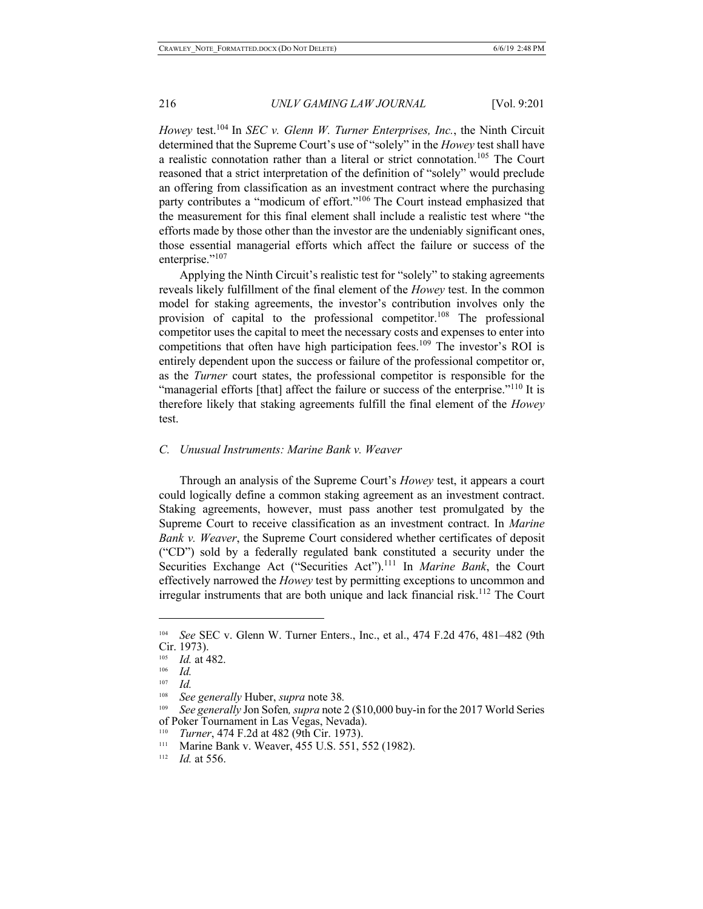*Howey* test.[104] In *SEC v. Glenn W. Turner Enterprises, Inc.*, the Ninth Circuit determined that the Supreme Court's use of "solely" in the *Howey* test shall have a realistic connotation rather than a literal or strict connotation.[105] The Court reasoned that a strict interpretation of the definition of "solely" would preclude an offering from classification as an investment contract where the purchasing party contributes a "modicum of effort."[106] The Court instead emphasized that the measurement for this final element shall include a realistic test where "the efforts made by those other than the investor are the undeniably significant ones, those essential managerial efforts which affect the failure or success of the enterprise."[107]

Applying the Ninth Circuit's realistic test for "solely" to staking agreements reveals likely fulfillment of the final element of the *Howey* test. In the common model for staking agreements, the investor's contribution involves only the provision of capital to the professional competitor.[108] The professional competitor uses the capital to meet the necessary costs and expenses to enter into competitions that often have high participation fees.[109] The investor's ROI is entirely dependent upon the success or failure of the professional competitor or, as the *Turner* court states, the professional competitor is responsible for the "managerial efforts [that] affect the failure or success of the enterprise."[110] It is therefore likely that staking agreements fulfill the final element of the *Howey* test.

### C. Unusual Instruments: Marine Bank v. Weaver

Through an analysis of the Supreme Court's *Howey* test, it appears a court could logically define a common staking agreement as an investment contract. Staking agreements, however, must pass another test promulgated by the Supreme Court to receive classification as an investment contract. In *Marine Bank v. Weaver*, the Supreme Court considered whether certificates of deposit ("CD") sold by a federally regulated bank constituted a security under the Securities Exchange Act ("Securities Act").[111] In *Marine Bank*, the Court effectively narrowed the *Howey* test by permitting exceptions to uncommon and irregular instruments that are both unique and lack financial risk.[112] The Court

---

[104] *See* SEC v. Glenn W. Turner Enters., Inc., et al., 474 F.2d 476, 481–482 (9th Cir. 1973).

[105] *Id.* at 482.

[106] *Id.*

[107] *Id.*

[108] *See generally* Huber, *supra* note 38.

[109] *See generally* Jon Sofen*, supra* note 2 ($10,000 buy-in for the 2017 World Series of Poker Tournament in Las Vegas, Nevada).

[110] *Turner*, 474 F.2d at 482 (9th Cir. 1973).

[111] Marine Bank v. Weaver, 455 U.S. 551, 552 (1982).

[112] *Id.* at 556.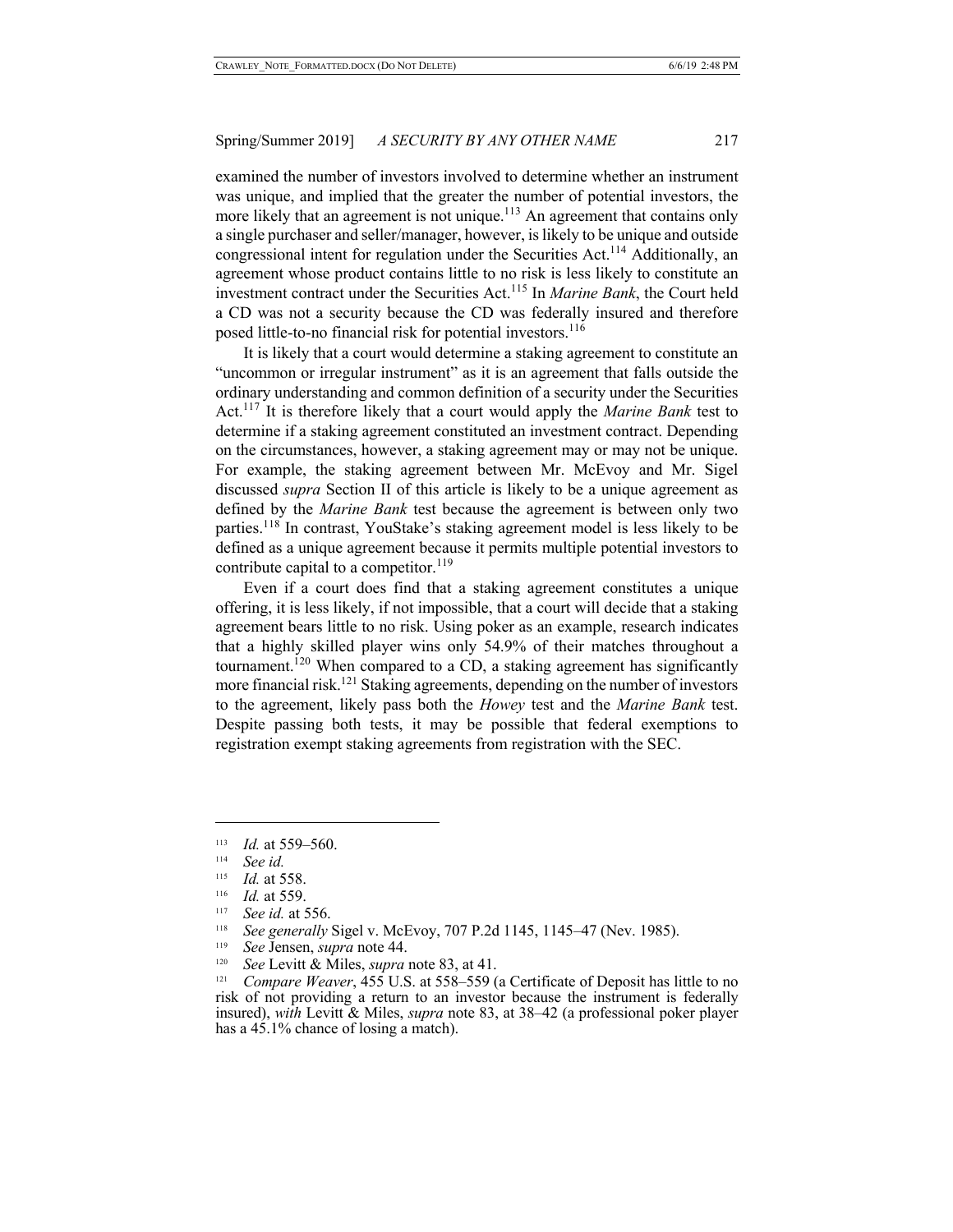examined the number of investors involved to determine whether an instrument was unique, and implied that the greater the number of potential investors, the more likely that an agreement is not unique.[113] An agreement that contains only a single purchaser and seller/manager, however, is likely to be unique and outside congressional intent for regulation under the Securities Act.[114] Additionally, an agreement whose product contains little to no risk is less likely to constitute an investment contract under the Securities Act.[115] In *Marine Bank*, the Court held a CD was not a security because the CD was federally insured and therefore posed little-to-no financial risk for potential investors.[116]

It is likely that a court would determine a staking agreement to constitute an "uncommon or irregular instrument" as it is an agreement that falls outside the ordinary understanding and common definition of a security under the Securities Act.[117] It is therefore likely that a court would apply the *Marine Bank* test to determine if a staking agreement constituted an investment contract. Depending on the circumstances, however, a staking agreement may or may not be unique. For example, the staking agreement between Mr. McEvoy and Mr. Sigel discussed *supra* Section II of this article is likely to be a unique agreement as defined by the *Marine Bank* test because the agreement is between only two parties.[118] In contrast, YouStake's staking agreement model is less likely to be defined as a unique agreement because it permits multiple potential investors to contribute capital to a competitor.[119]

Even if a court does find that a staking agreement constitutes a unique offering, it is less likely, if not impossible, that a court will decide that a staking agreement bears little to no risk. Using poker as an example, research indicates that a highly skilled player wins only 54.9% of their matches throughout a tournament.[120] When compared to a CD, a staking agreement has significantly more financial risk.[121] Staking agreements, depending on the number of investors to the agreement, likely pass both the *Howey* test and the *Marine Bank* test. Despite passing both tests, it may be possible that federal exemptions to registration exempt staking agreements from registration with the SEC.

---

[113] *Id.* at 559–560.

[114] *See id.*

[115] *Id.* at 558.

[116] *Id.* at 559.

[117] *See id.* at 556.

[118] *See generally* Sigel v. McEvoy, 707 P.2d 1145, 1145–47 (Nev. 1985).

[119] *See* Jensen, *supra* note 44.

[120] *See* Levitt & Miles, *supra* note 83, at 41.

[121] *Compare Weaver*, 455 U.S. at 558–559 (a Certificate of Deposit has little to no risk of not providing a return to an investor because the instrument is federally insured), *with* Levitt & Miles, *supra* note 83, at 38–42 (a professional poker player has a 45.1% chance of losing a match).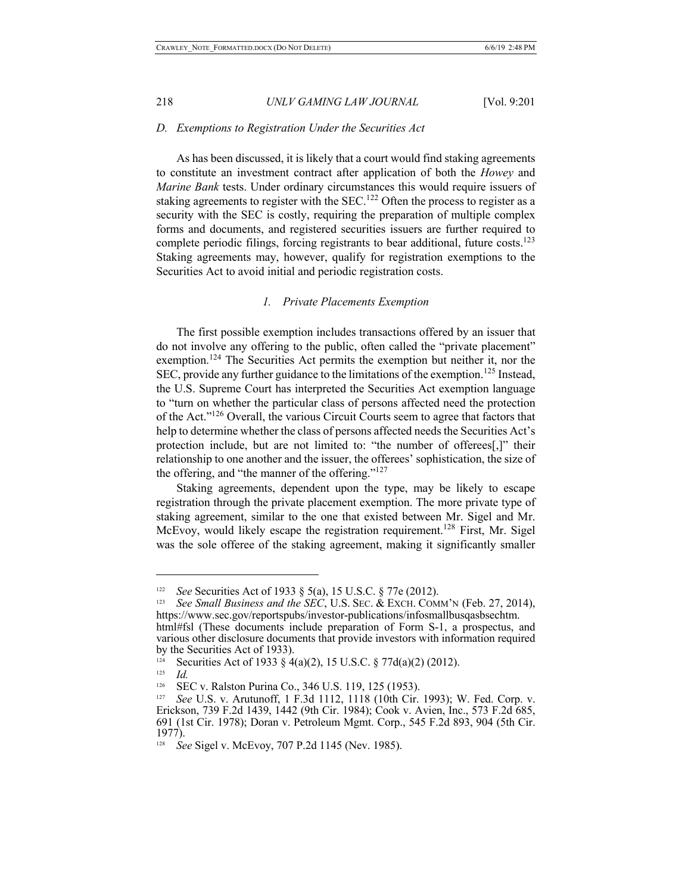### D. Exemptions to Registration Under the Securities Act

As has been discussed, it is likely that a court would find staking agreements to constitute an investment contract after application of both the *Howey* and *Marine Bank* tests. Under ordinary circumstances this would require issuers of staking agreements to register with the SEC.[122] Often the process to register as a security with the SEC is costly, requiring the preparation of multiple complex forms and documents, and registered securities issuers are further required to complete periodic filings, forcing registrants to bear additional, future costs.[123] Staking agreements may, however, qualify for registration exemptions to the Securities Act to avoid initial and periodic registration costs.

#### 1. Private Placements Exemption

The first possible exemption includes transactions offered by an issuer that do not involve any offering to the public, often called the "private placement" exemption.[124] The Securities Act permits the exemption but neither it, nor the SEC, provide any further guidance to the limitations of the exemption.[125] Instead, the U.S. Supreme Court has interpreted the Securities Act exemption language to "turn on whether the particular class of persons affected need the protection of the Act."[126] Overall, the various Circuit Courts seem to agree that factors that help to determine whether the class of persons affected needs the Securities Act's protection include, but are not limited to: "the number of offerees[,]" their relationship to one another and the issuer, the offerees' sophistication, the size of the offering, and "the manner of the offering."[127]

Staking agreements, dependent upon the type, may be likely to escape registration through the private placement exemption. The more private type of staking agreement, similar to the one that existed between Mr. Sigel and Mr. McEvoy, would likely escape the registration requirement.[128] First, Mr. Sigel was the sole offeree of the staking agreement, making it significantly smaller

---

[122] *See* Securities Act of 1933 § 5(a), 15 U.S.C. § 77e (2012).

[123] *See Small Business and the SEC*, U.S. SEC. & EXCH. COMM'N (Feb. 27, 2014), https://www.sec.gov/reportspubs/investor-publications/infosmallbusqasbsechtm.html#fsl (These documents include preparation of Form S-1, a prospectus, and various other disclosure documents that provide investors with information required by the Securities Act of 1933).

[124] Securities Act of 1933 § 4(a)(2), 15 U.S.C. § 77d(a)(2) (2012).

[125] *Id.*

[126] SEC v. Ralston Purina Co., 346 U.S. 119, 125 (1953).

[127] *See* U.S. v. Arutunoff, 1 F.3d 1112, 1118 (10th Cir. 1993); W. Fed. Corp. v. Erickson, 739 F.2d 1439, 1442 (9th Cir. 1984); Cook v. Avien, Inc., 573 F.2d 685, 691 (1st Cir. 1978); Doran v. Petroleum Mgmt. Corp., 545 F.2d 893, 904 (5th Cir. 1977).

[128] *See* Sigel v. McEvoy, 707 P.2d 1145 (Nev. 1985).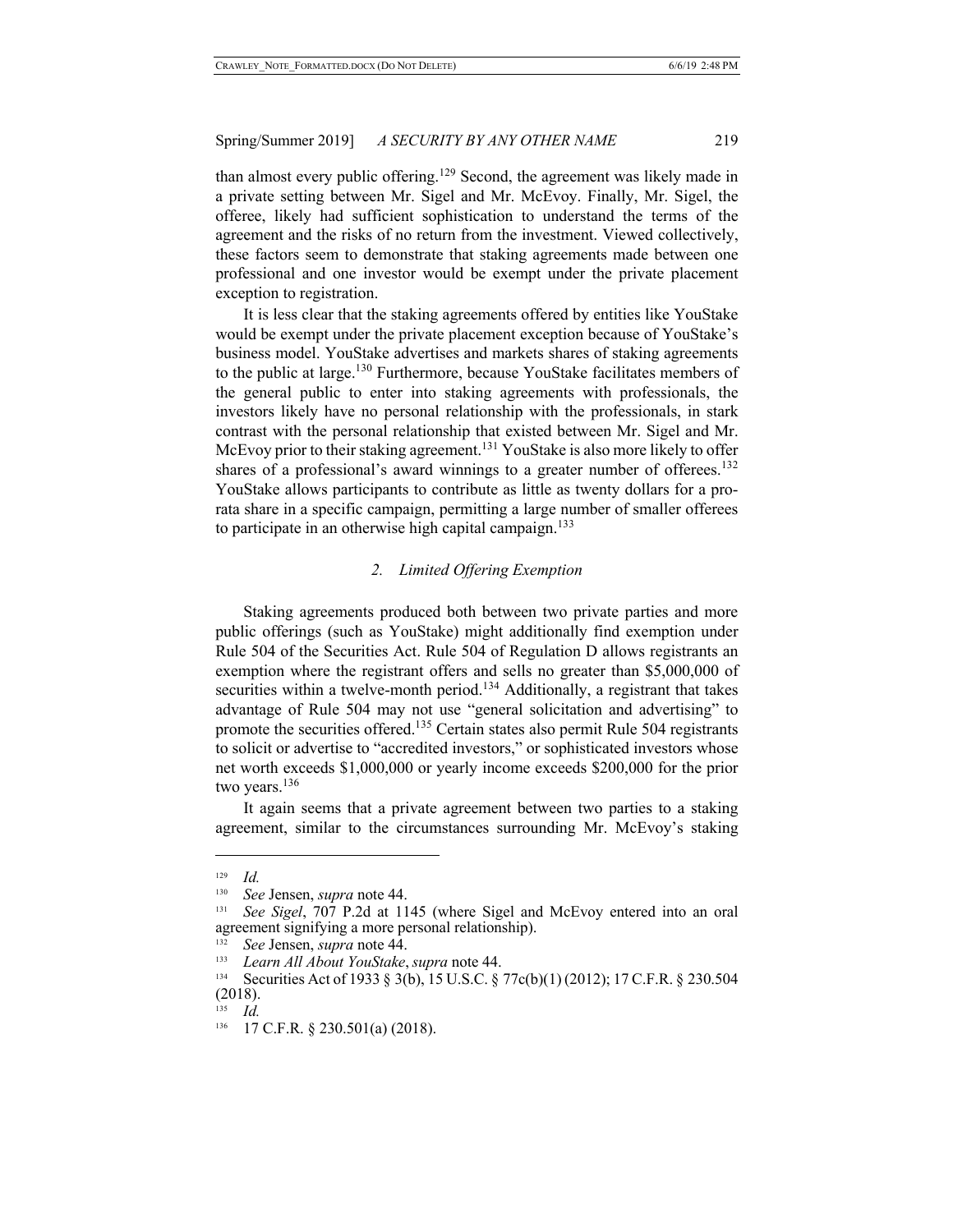than almost every public offering.[129] Second, the agreement was likely made in a private setting between Mr. Sigel and Mr. McEvoy. Finally, Mr. Sigel, the offeree, likely had sufficient sophistication to understand the terms of the agreement and the risks of no return from the investment. Viewed collectively, these factors seem to demonstrate that staking agreements made between one professional and one investor would be exempt under the private placement exception to registration.

It is less clear that the staking agreements offered by entities like YouStake would be exempt under the private placement exception because of YouStake's business model. YouStake advertises and markets shares of staking agreements to the public at large.[130] Furthermore, because YouStake facilitates members of the general public to enter into staking agreements with professionals, the investors likely have no personal relationship with the professionals, in stark contrast with the personal relationship that existed between Mr. Sigel and Mr. McEvoy prior to their staking agreement.[131] YouStake is also more likely to offer shares of a professional's award winnings to a greater number of offerees.[132] YouStake allows participants to contribute as little as twenty dollars for a pro-rata share in a specific campaign, permitting a large number of smaller offerees to participate in an otherwise high capital campaign.[133]

### *2. Limited Offering Exemption*

Staking agreements produced both between two private parties and more public offerings (such as YouStake) might additionally find exemption under Rule 504 of the Securities Act. Rule 504 of Regulation D allows registrants an exemption where the registrant offers and sells no greater than $5,000,000 of securities within a twelve-month period.[134] Additionally, a registrant that takes advantage of Rule 504 may not use "general solicitation and advertising" to promote the securities offered.[135] Certain states also permit Rule 504 registrants to solicit or advertise to "accredited investors," or sophisticated investors whose net worth exceeds $1,000,000 or yearly income exceeds $200,000 for the prior two years.[136]

It again seems that a private agreement between two parties to a staking agreement, similar to the circumstances surrounding Mr. McEvoy's staking

---

[129] *Id.*

[130] *See* Jensen, *supra* note 44.

[131] *See Sigel*, 707 P.2d at 1145 (where Sigel and McEvoy entered into an oral agreement signifying a more personal relationship).

[132] *See* Jensen, *supra* note 44.

[133] *Learn All About YouStake*, *supra* note 44.

[134] Securities Act of 1933 § 3(b), 15 U.S.C. § 77c(b)(1) (2012); 17 C.F.R. § 230.504 (2018).

[135] *Id.*

[136] 17 C.F.R. § 230.501(a) (2018).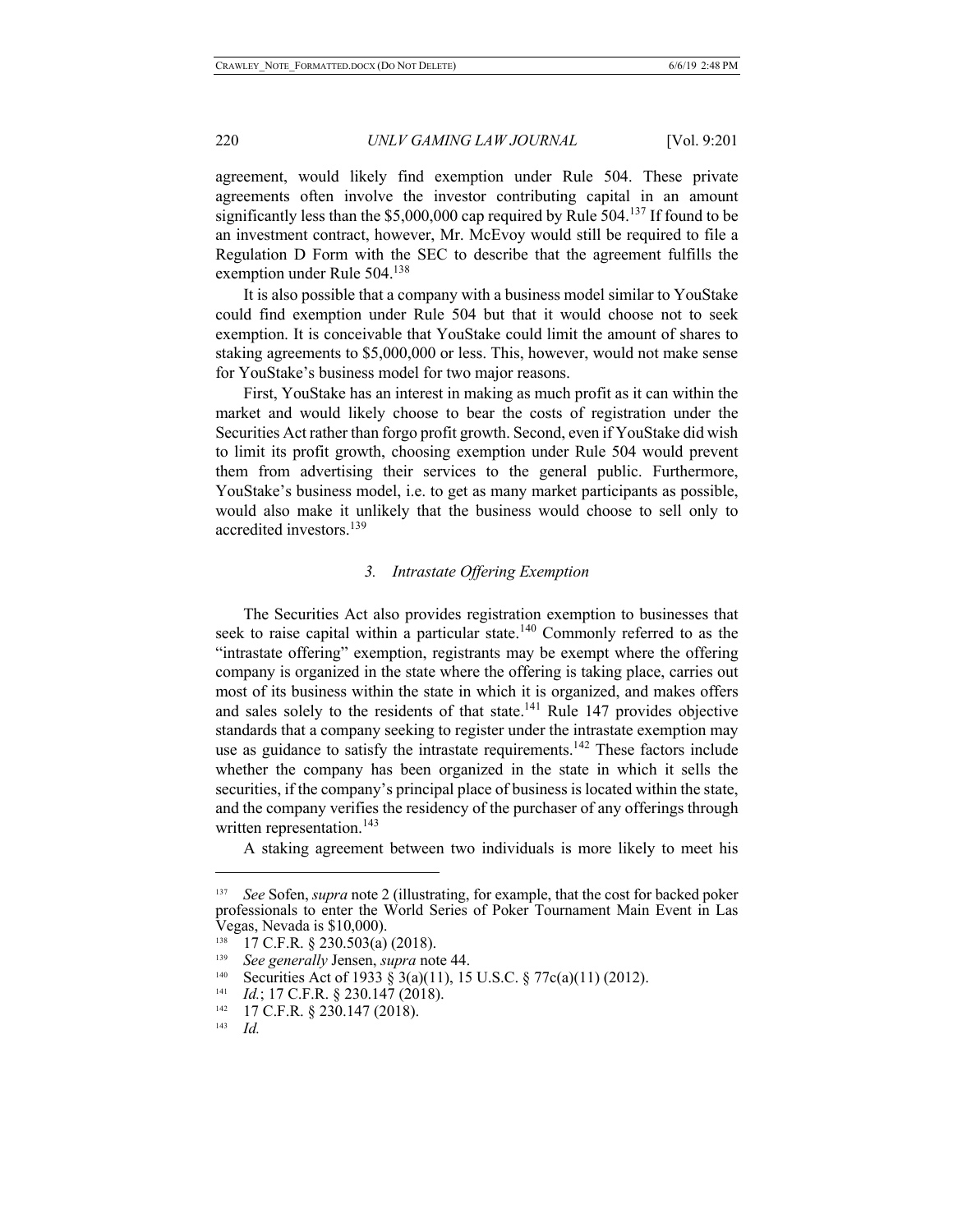agreement, would likely find exemption under Rule 504. These private agreements often involve the investor contributing capital in an amount significantly less than the $5,000,000 cap required by Rule 504.[137] If found to be an investment contract, however, Mr. McEvoy would still be required to file a Regulation D Form with the SEC to describe that the agreement fulfills the exemption under Rule 504.[138]

It is also possible that a company with a business model similar to YouStake could find exemption under Rule 504 but that it would choose not to seek exemption. It is conceivable that YouStake could limit the amount of shares to staking agreements to $5,000,000 or less. This, however, would not make sense for YouStake's business model for two major reasons.

First, YouStake has an interest in making as much profit as it can within the market and would likely choose to bear the costs of registration under the Securities Act rather than forgo profit growth. Second, even if YouStake did wish to limit its profit growth, choosing exemption under Rule 504 would prevent them from advertising their services to the general public. Furthermore, YouStake's business model, i.e. to get as many market participants as possible, would also make it unlikely that the business would choose to sell only to accredited investors.[139]

### *3. Intrastate Offering Exemption*

The Securities Act also provides registration exemption to businesses that seek to raise capital within a particular state.[140] Commonly referred to as the "intrastate offering" exemption, registrants may be exempt where the offering company is organized in the state where the offering is taking place, carries out most of its business within the state in which it is organized, and makes offers and sales solely to the residents of that state.[141] Rule 147 provides objective standards that a company seeking to register under the intrastate exemption may use as guidance to satisfy the intrastate requirements.[142] These factors include whether the company has been organized in the state in which it sells the securities, if the company's principal place of business is located within the state, and the company verifies the residency of the purchaser of any offerings through written representation.[143]

A staking agreement between two individuals is more likely to meet his

---

[137] *See* Sofen, *supra* note 2 (illustrating, for example, that the cost for backed poker professionals to enter the World Series of Poker Tournament Main Event in Las Vegas, Nevada is $10,000).

[138] 17 C.F.R. § 230.503(a) (2018).

[139] *See generally* Jensen, *supra* note 44.

[140] Securities Act of 1933 § 3(a)(11), 15 U.S.C. § 77c(a)(11) (2012).

[141] *Id.*; 17 C.F.R. § 230.147 (2018).

[142] 17 C.F.R. § 230.147 (2018).

[143] *Id.*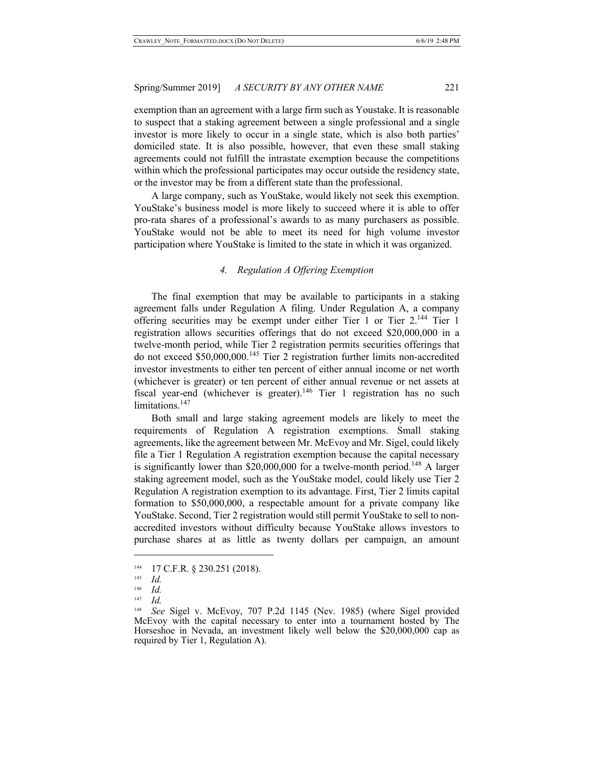exemption than an agreement with a large firm such as Youstake. It is reasonable to suspect that a staking agreement between a single professional and a single investor is more likely to occur in a single state, which is also both parties' domiciled state. It is also possible, however, that even these small staking agreements could not fulfill the intrastate exemption because the competitions within which the professional participates may occur outside the residency state, or the investor may be from a different state than the professional.

A large company, such as YouStake, would likely not seek this exemption. YouStake's business model is more likely to succeed where it is able to offer pro-rata shares of a professional's awards to as many purchasers as possible. YouStake would not be able to meet its need for high volume investor participation where YouStake is limited to the state in which it was organized.

#### *4. Regulation A Offering Exemption*

The final exemption that may be available to participants in a staking agreement falls under Regulation A filing. Under Regulation A, a company offering securities may be exempt under either Tier 1 or Tier 2.[144] Tier 1 registration allows securities offerings that do not exceed $20,000,000 in a twelve-month period, while Tier 2 registration permits securities offerings that do not exceed $50,000,000.[145] Tier 2 registration further limits non-accredited investor investments to either ten percent of either annual income or net worth (whichever is greater) or ten percent of either annual revenue or net assets at fiscal year-end (whichever is greater).[146] Tier 1 registration has no such limitations.[147]

Both small and large staking agreement models are likely to meet the requirements of Regulation A registration exemptions. Small staking agreements, like the agreement between Mr. McEvoy and Mr. Sigel, could likely file a Tier 1 Regulation A registration exemption because the capital necessary is significantly lower than $20,000,000 for a twelve-month period.[148] A larger staking agreement model, such as the YouStake model, could likely use Tier 2 Regulation A registration exemption to its advantage. First, Tier 2 limits capital formation to $50,000,000, a respectable amount for a private company like YouStake. Second, Tier 2 registration would still permit YouStake to sell to non-accredited investors without difficulty because YouStake allows investors to purchase shares at as little as twenty dollars per campaign, an amount

---

[144] 17 C.F.R. § 230.251 (2018).

[145] *Id.*

[146] *Id.*

[147] *Id.*

[148] *See* Sigel v. McEvoy, 707 P.2d 1145 (Nev. 1985) (where Sigel provided McEvoy with the capital necessary to enter into a tournament hosted by The Horseshoe in Nevada, an investment likely well below the $20,000,000 cap as required by Tier 1, Regulation A).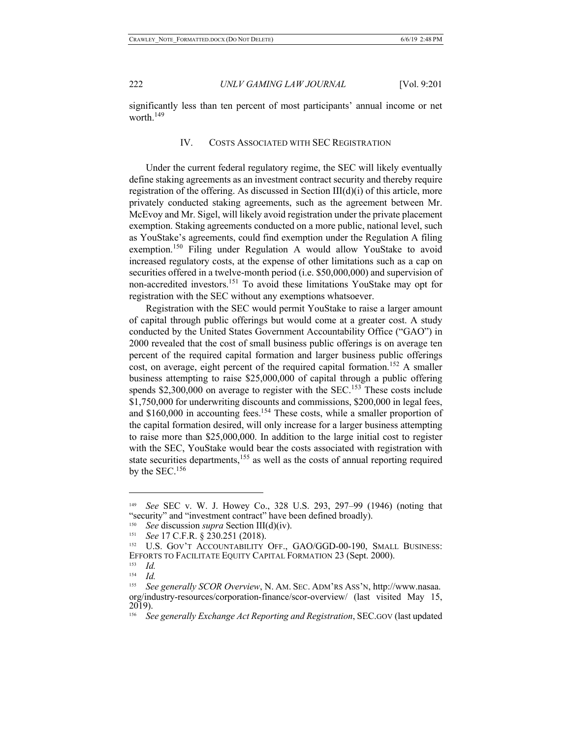significantly less than ten percent of most participants' annual income or net worth.[149]

## IV. Costs Associated with SEC Registration

Under the current federal regulatory regime, the SEC will likely eventually define staking agreements as an investment contract security and thereby require registration of the offering. As discussed in Section III(d)(i) of this article, more privately conducted staking agreements, such as the agreement between Mr. McEvoy and Mr. Sigel, will likely avoid registration under the private placement exemption. Staking agreements conducted on a more public, national level, such as YouStake's agreements, could find exemption under the Regulation A filing exemption.[150] Filing under Regulation A would allow YouStake to avoid increased regulatory costs, at the expense of other limitations such as a cap on securities offered in a twelve-month period (i.e. $50,000,000) and supervision of non-accredited investors.[151] To avoid these limitations YouStake may opt for registration with the SEC without any exemptions whatsoever.

Registration with the SEC would permit YouStake to raise a larger amount of capital through public offerings but would come at a greater cost. A study conducted by the United States Government Accountability Office ("GAO") in 2000 revealed that the cost of small business public offerings is on average ten percent of the required capital formation and larger business public offerings cost, on average, eight percent of the required capital formation.[152] A smaller business attempting to raise $25,000,000 of capital through a public offering spends $2,300,000 on average to register with the SEC.[153] These costs include $1,750,000 for underwriting discounts and commissions, $200,000 in legal fees, and $160,000 in accounting fees.[154] These costs, while a smaller proportion of the capital formation desired, will only increase for a larger business attempting to raise more than $25,000,000. In addition to the large initial cost to register with the SEC, YouStake would bear the costs associated with registration with state securities departments,[155] as well as the costs of annual reporting required by the SEC.[156]

---

[149] *See* SEC v. W. J. Howey Co., 328 U.S. 293, 297–99 (1946) (noting that "security" and "investment contract" have been defined broadly).

[150] *See* discussion *supra* Section III(d)(iv).

[151] *See* 17 C.F.R. § 230.251 (2018).

[152] U.S. Gov't Accountability Off., GAO/GGD-00-190, Small Business: Efforts to Facilitate Equity Capital Formation 23 (Sept. 2000).

[153] *Id.*

[154] *Id.*

[155] *See generally SCOR Overview*, N. Am. Sec. Adm'rs Ass'n, http://www.nasaa.org/industry-resources/corporation-finance/scor-overview/ (last visited May 15, 2019).

[156] *See generally Exchange Act Reporting and Registration*, SEC.gov (last updated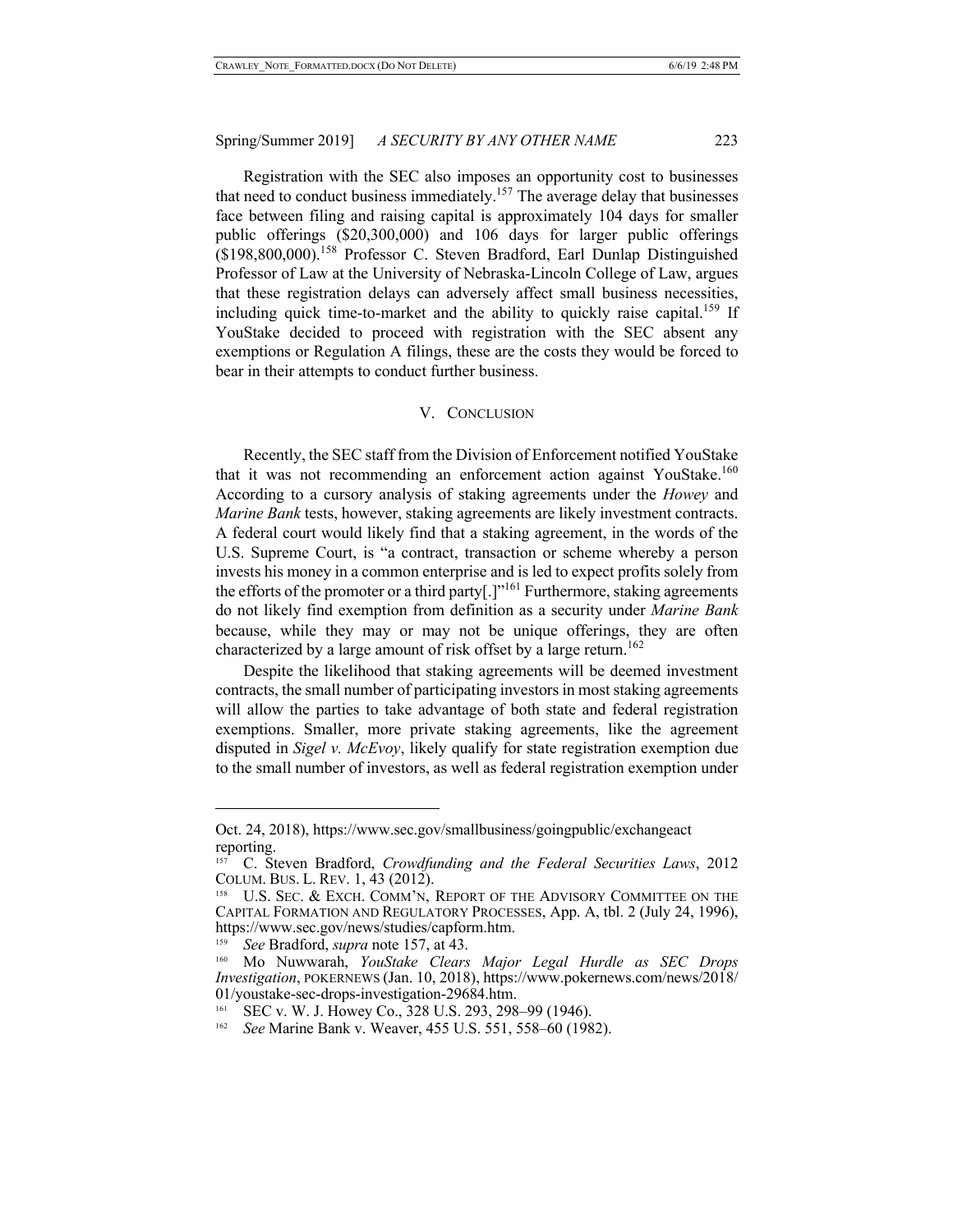Registration with the SEC also imposes an opportunity cost to businesses that need to conduct business immediately.[157] The average delay that businesses face between filing and raising capital is approximately 104 days for smaller public offerings ($20,300,000) and 106 days for larger public offerings ($198,800,000).[158] Professor C. Steven Bradford, Earl Dunlap Distinguished Professor of Law at the University of Nebraska-Lincoln College of Law, argues that these registration delays can adversely affect small business necessities, including quick time-to-market and the ability to quickly raise capital.[159] If YouStake decided to proceed with registration with the SEC absent any exemptions or Regulation A filings, these are the costs they would be forced to bear in their attempts to conduct further business.

## V. Conclusion

Recently, the SEC staff from the Division of Enforcement notified YouStake that it was not recommending an enforcement action against YouStake.[160] According to a cursory analysis of staking agreements under the *Howey* and *Marine Bank* tests, however, staking agreements are likely investment contracts. A federal court would likely find that a staking agreement, in the words of the U.S. Supreme Court, is "a contract, transaction or scheme whereby a person invests his money in a common enterprise and is led to expect profits solely from the efforts of the promoter or a third party[.]"[161] Furthermore, staking agreements do not likely find exemption from definition as a security under *Marine Bank* because, while they may or may not be unique offerings, they are often characterized by a large amount of risk offset by a large return.[162]

Despite the likelihood that staking agreements will be deemed investment contracts, the small number of participating investors in most staking agreements will allow the parties to take advantage of both state and federal registration exemptions. Smaller, more private staking agreements, like the agreement disputed in *Sigel v. McEvoy*, likely qualify for state registration exemption due to the small number of investors, as well as federal registration exemption under

---

Oct. 24, 2018), https://www.sec.gov/smallbusiness/goingpublic/exchangeact reporting.

[157] C. Steven Bradford, *Crowdfunding and the Federal Securities Laws*, 2012 Colum. Bus. L. Rev. 1, 43 (2012).

[158] U.S. Sec. & Exch. Comm'n, Report of the Advisory Committee on the Capital Formation and Regulatory Processes, App. A, tbl. 2 (July 24, 1996), https://www.sec.gov/news/studies/capform.htm.

[159] *See* Bradford, *supra* note 157, at 43.

[160] Mo Nuwwarah, *YouStake Clears Major Legal Hurdle as SEC Drops Investigation*, PokerNews (Jan. 10, 2018), https://www.pokernews.com/news/2018/01/youstake-sec-drops-investigation-29684.htm.

[161] SEC v. W. J. Howey Co., 328 U.S. 293, 298–99 (1946).

[162] *See* Marine Bank v. Weaver, 455 U.S. 551, 558–60 (1982).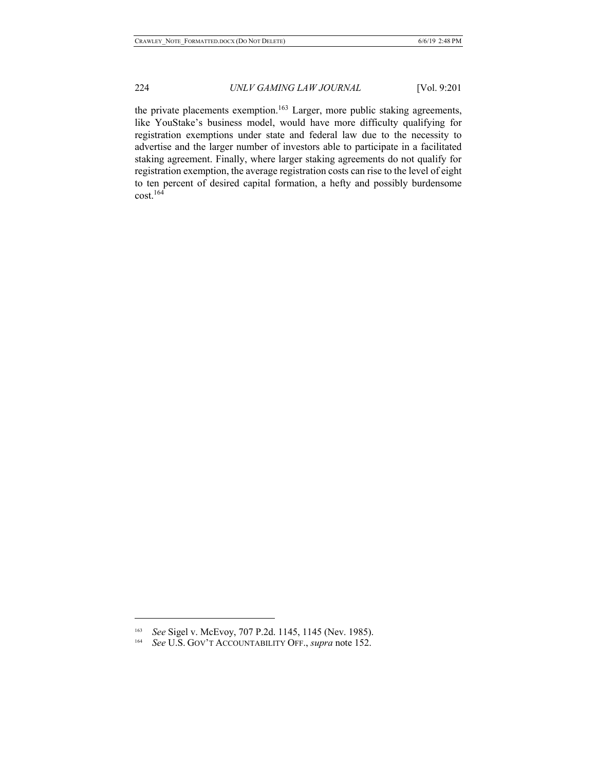the private placements exemption.[163] Larger, more public staking agreements, like YouStake's business model, would have more difficulty qualifying for registration exemptions under state and federal law due to the necessity to advertise and the larger number of investors able to participate in a facilitated staking agreement. Finally, where larger staking agreements do not qualify for registration exemption, the average registration costs can rise to the level of eight to ten percent of desired capital formation, a hefty and possibly burdensome cost.[164]

---

[163] *See* Sigel v. McEvoy, 707 P.2d. 1145, 1145 (Nev. 1985).

[164] *See* U.S. GOV'T ACCOUNTABILITY OFF., *supra* note 152.